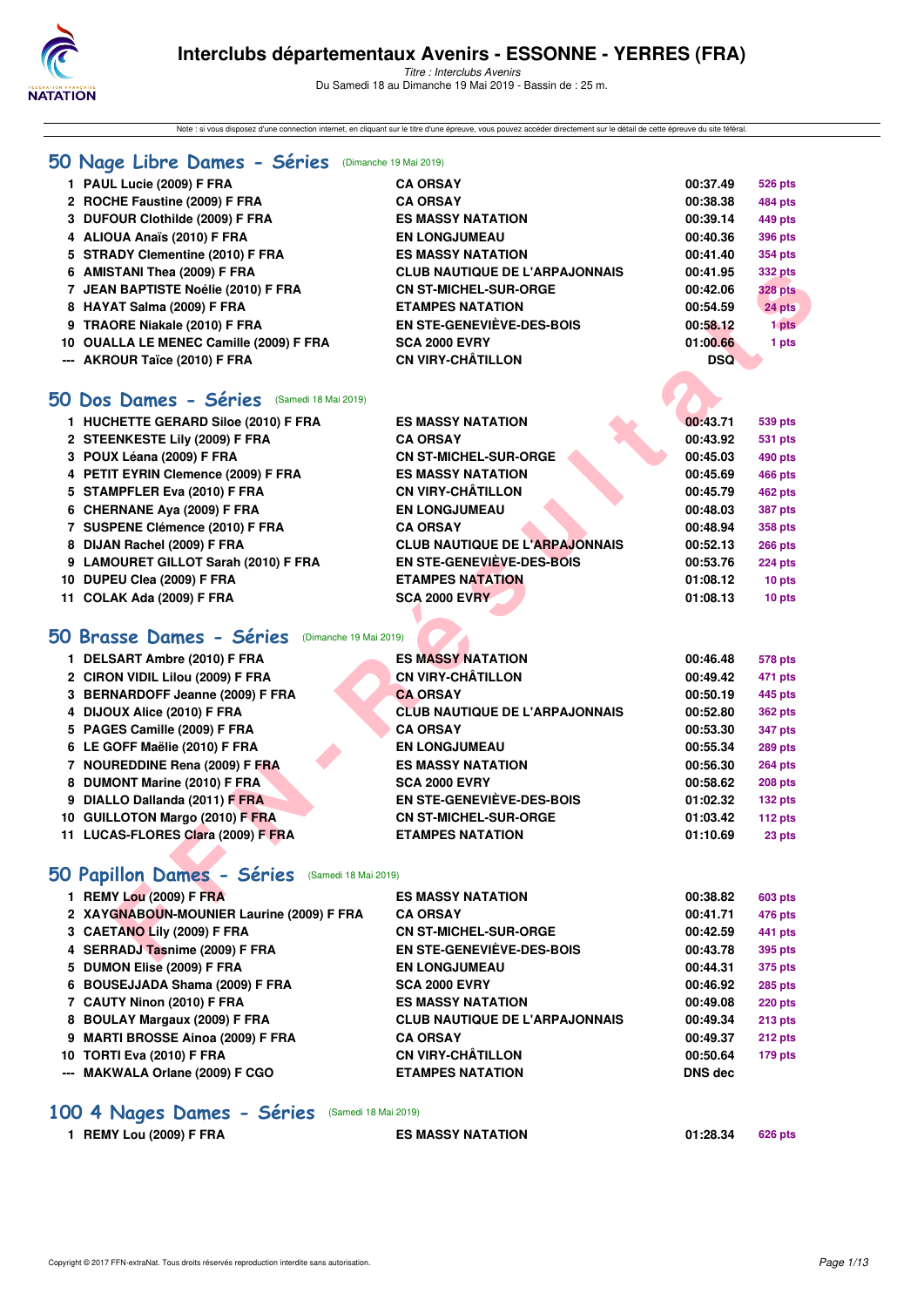# Interclubs départementaux Avenirs - ESSONNE - YERRES (FRA)

*Titre : Interclubs Avenirs*
Du Samedi 18 au Dimanche 19 Mai 2019 - Bassin de : 25 m.

Note : si vous disposez d'une connexion internet, en cliquant sur le titre d'une épreuve, vous pouvez accéder directement sur le détail de cette épreuve du site féféral.

## 50 Nage Libre Dames - Séries (Dimanche 19 Mai 2019)

| | Nom | Club | Temps | Points |
|---|---|---|---|---|
| 1 | PAUL Lucie (2009) F FRA | CA ORSAY | 00:37.49 | 526 pts |
| 2 | ROCHE Faustine (2009) F FRA | CA ORSAY | 00:38.38 | 484 pts |
| 3 | DUFOUR Clothilde (2009) F FRA | ES MASSY NATATION | 00:39.14 | 449 pts |
| 4 | ALIOUA Anaïs (2010) F FRA | EN LONGJUMEAU | 00:40.36 | 396 pts |
| 5 | STRADY Clementine (2010) F FRA | ES MASSY NATATION | 00:41.40 | 354 pts |
| 6 | AMISTANI Thea (2009) F FRA | CLUB NAUTIQUE DE L'ARPAJONNAIS | 00:41.95 | 332 pts |
| 7 | JEAN BAPTISTE Noélie (2010) F FRA | CN ST-MICHEL-SUR-ORGE | 00:42.06 | 328 pts |
| 8 | HAYAT Salma (2009) F FRA | ETAMPES NATATION | 00:54.59 | 24 pts |
| 9 | TRAORE Niakale (2010) F FRA | EN STE-GENEVIÈVE-DES-BOIS | 00:58.12 | 1 pts |
| 10 | OUALLA LE MENEC Camille (2009) F FRA | SCA 2000 EVRY | 01:00.66 | 1 pts |
| --- | AKROUR Taïce (2010) F FRA | CN VIRY-CHÂTILLON | DSQ | |

## 50 Dos Dames - Séries (Samedi 18 Mai 2019)

| | Nom | Club | Temps | Points |
|---|---|---|---|---|
| 1 | HUCHETTE GERARD Siloe (2010) F FRA | ES MASSY NATATION | 00:43.71 | 539 pts |
| 2 | STEENKESTE Lily (2009) F FRA | CA ORSAY | 00:43.92 | 531 pts |
| 3 | POUX Léana (2009) F FRA | CN ST-MICHEL-SUR-ORGE | 00:45.03 | 490 pts |
| 4 | PETIT EYRIN Clemence (2009) F FRA | ES MASSY NATATION | 00:45.69 | 466 pts |
| 5 | STAMPFLER Eva (2010) F FRA | CN VIRY-CHÂTILLON | 00:45.79 | 462 pts |
| 6 | CHERNANE Aya (2009) F FRA | EN LONGJUMEAU | 00:48.03 | 387 pts |
| 7 | SUSPENE Clémence (2010) F FRA | CA ORSAY | 00:48.94 | 358 pts |
| 8 | DIJAN Rachel (2009) F FRA | CLUB NAUTIQUE DE L'ARPAJONNAIS | 00:52.13 | 266 pts |
| 9 | LAMOURET GILLOT Sarah (2010) F FRA | EN STE-GENEVIÈVE-DES-BOIS | 00:53.76 | 224 pts |
| 10 | DUPEU Clea (2009) F FRA | ETAMPES NATATION | 01:08.12 | 10 pts |
| 11 | COLAK Ada (2009) F FRA | SCA 2000 EVRY | 01:08.13 | 10 pts |

## 50 Brasse Dames - Séries (Dimanche 19 Mai 2019)

| | Nom | Club | Temps | Points |
|---|---|---|---|---|
| 1 | DELSART Ambre (2010) F FRA | ES MASSY NATATION | 00:46.48 | 578 pts |
| 2 | CIRON VIDIL Lilou (2009) F FRA | CN VIRY-CHÂTILLON | 00:49.42 | 471 pts |
| 3 | BERNARDOFF Jeanne (2009) F FRA | CA ORSAY | 00:50.19 | 445 pts |
| 4 | DIJOUX Alice (2010) F FRA | CLUB NAUTIQUE DE L'ARPAJONNAIS | 00:52.80 | 362 pts |
| 5 | PAGES Camille (2009) F FRA | CA ORSAY | 00:53.30 | 347 pts |
| 6 | LE GOFF Maëlie (2010) F FRA | EN LONGJUMEAU | 00:55.34 | 289 pts |
| 7 | NOUREDDINE Rena (2009) F FRA | ES MASSY NATATION | 00:56.30 | 264 pts |
| 8 | DUMONT Marine (2010) F FRA | SCA 2000 EVRY | 00:58.62 | 208 pts |
| 9 | DIALLO Dallanda (2011) F FRA | EN STE-GENEVIÈVE-DES-BOIS | 01:02.32 | 132 pts |
| 10 | GUILLOTON Margo (2010) F FRA | CN ST-MICHEL-SUR-ORGE | 01:03.42 | 112 pts |
| 11 | LUCAS-FLORES Clara (2009) F FRA | ETAMPES NATATION | 01:10.69 | 23 pts |

## 50 Papillon Dames - Séries (Samedi 18 Mai 2019)

| | Nom | Club | Temps | Points |
|---|---|---|---|---|
| 1 | REMY Lou (2009) F FRA | ES MASSY NATATION | 00:38.82 | 603 pts |
| 2 | XAYGNABOUN-MOUNIER Laurine (2009) F FRA | CA ORSAY | 00:41.71 | 476 pts |
| 3 | CAETANO Lily (2009) F FRA | CN ST-MICHEL-SUR-ORGE | 00:42.59 | 441 pts |
| 4 | SERRADJ Tasnime (2009) F FRA | EN STE-GENEVIÈVE-DES-BOIS | 00:43.78 | 395 pts |
| 5 | DUMON Elise (2009) F FRA | EN LONGJUMEAU | 00:44.31 | 375 pts |
| 6 | BOUSEJJADA Shama (2009) F FRA | SCA 2000 EVRY | 00:46.92 | 285 pts |
| 7 | CAUTY Ninon (2010) F FRA | ES MASSY NATATION | 00:49.08 | 220 pts |
| 8 | BOULAY Margaux (2009) F FRA | CLUB NAUTIQUE DE L'ARPAJONNAIS | 00:49.34 | 213 pts |
| 9 | MARTI BROSSE Ainoa (2009) F FRA | CA ORSAY | 00:49.37 | 212 pts |
| 10 | TORTI Eva (2010) F FRA | CN VIRY-CHÂTILLON | 00:50.64 | 179 pts |
| --- | MAKWALA Orlane (2009) F CGO | ETAMPES NATATION | DNS dec | |

## 100 4 Nages Dames - Séries (Samedi 18 Mai 2019)

| | Nom | Club | Temps | Points |
|---|---|---|---|---|
| 1 | REMY Lou (2009) F FRA | ES MASSY NATATION | 01:28.34 | 626 pts |

Copyright © 2017 FFN-extraNat. Tous droits réservés reproduction interdite sans autorisation.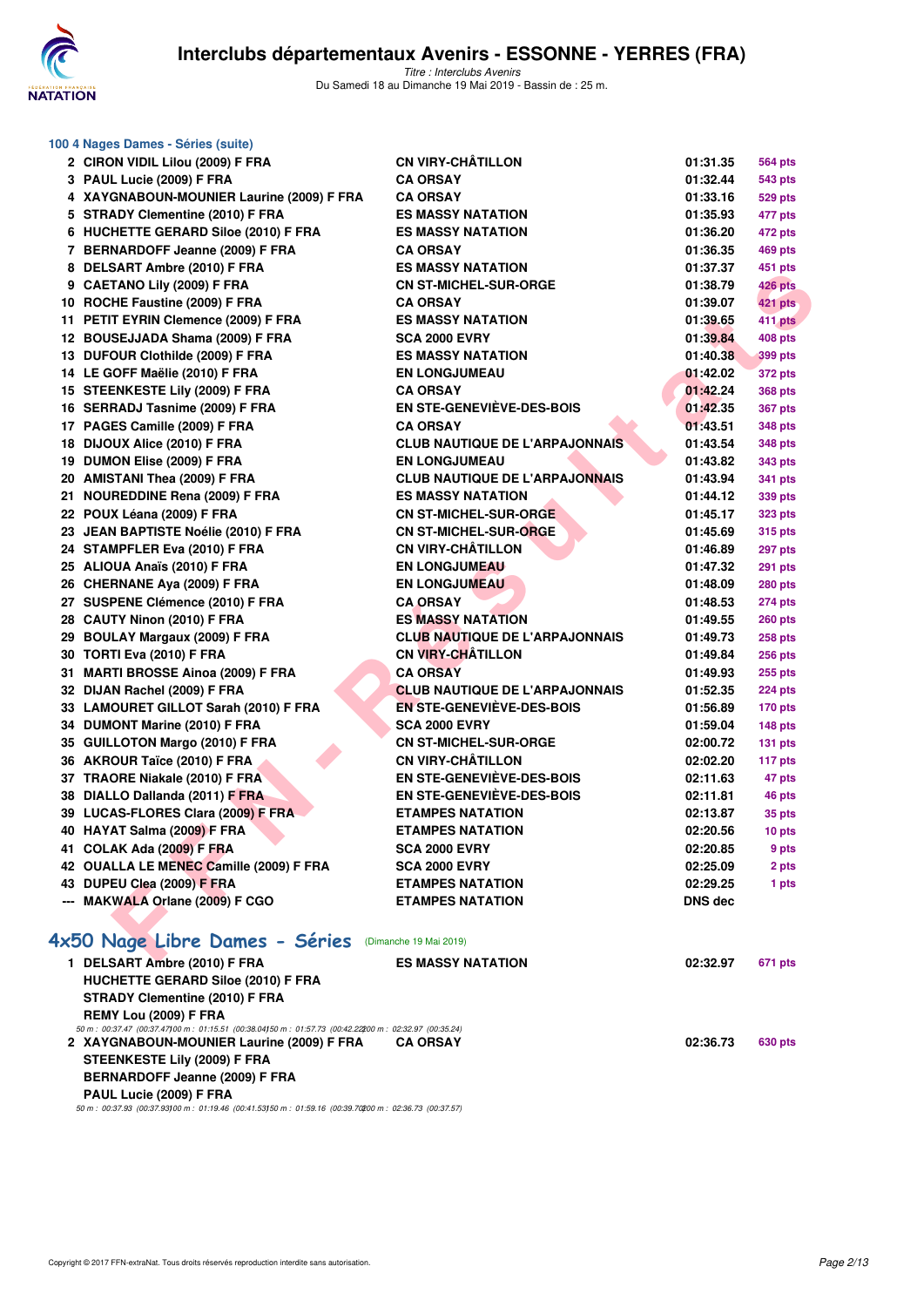## 100 4 Nages Dames - Séries (suite)

| | | | | |
|---|---|---|---|---|
| 2 | CIRON VIDIL Lilou (2009) F FRA | CN VIRY-CHÂTILLON | 01:31.35 | 564 pts |
| 3 | PAUL Lucie (2009) F FRA | CA ORSAY | 01:32.44 | 543 pts |
| 4 | XAYGNABOUN-MOUNIER Laurine (2009) F FRA | CA ORSAY | 01:33.16 | 529 pts |
| 5 | STRADY Clementine (2010) F FRA | ES MASSY NATATION | 01:35.93 | 477 pts |
| 6 | HUCHETTE GERARD Siloe (2010) F FRA | ES MASSY NATATION | 01:36.20 | 472 pts |
| 7 | BERNARDOFF Jeanne (2009) F FRA | CA ORSAY | 01:36.35 | 469 pts |
| 8 | DELSART Ambre (2010) F FRA | ES MASSY NATATION | 01:37.37 | 451 pts |
| 9 | CAETANO Lily (2009) F FRA | CN ST-MICHEL-SUR-ORGE | 01:38.79 | 426 pts |
| 10 | ROCHE Faustine (2009) F FRA | CA ORSAY | 01:39.07 | 421 pts |
| 11 | PETIT EYRIN Clemence (2009) F FRA | ES MASSY NATATION | 01:39.65 | 411 pts |
| 12 | BOUSEJJADA Shama (2009) F FRA | SCA 2000 EVRY | 01:39.84 | 408 pts |
| 13 | DUFOUR Clothilde (2009) F FRA | ES MASSY NATATION | 01:40.38 | 399 pts |
| 14 | LE GOFF Maëlie (2010) F FRA | EN LONGJUMEAU | 01:42.02 | 372 pts |
| 15 | STEENKESTE Lily (2009) F FRA | CA ORSAY | 01:42.24 | 368 pts |
| 16 | SERRADJ Tasnime (2009) F FRA | EN STE-GENEVIÈVE-DES-BOIS | 01:42.35 | 367 pts |
| 17 | PAGES Camille (2009) F FRA | CA ORSAY | 01:43.51 | 348 pts |
| 18 | DIJOUX Alice (2010) F FRA | CLUB NAUTIQUE DE L'ARPAJONNAIS | 01:43.54 | 348 pts |
| 19 | DUMON Elise (2009) F FRA | EN LONGJUMEAU | 01:43.82 | 343 pts |
| 20 | AMISTANI Thea (2009) F FRA | CLUB NAUTIQUE DE L'ARPAJONNAIS | 01:43.94 | 341 pts |
| 21 | NOUREDDINE Rena (2009) F FRA | ES MASSY NATATION | 01:44.12 | 339 pts |
| 22 | POUX Léana (2009) F FRA | CN ST-MICHEL-SUR-ORGE | 01:45.17 | 323 pts |
| 23 | JEAN BAPTISTE Noélie (2010) F FRA | CN ST-MICHEL-SUR-ORGE | 01:45.69 | 315 pts |
| 24 | STAMPFLER Eva (2010) F FRA | CN VIRY-CHÂTILLON | 01:46.89 | 297 pts |
| 25 | ALIOUA Anaïs (2010) F FRA | EN LONGJUMEAU | 01:47.32 | 291 pts |
| 26 | CHERNANE Aya (2009) F FRA | EN LONGJUMEAU | 01:48.09 | 280 pts |
| 27 | SUSPENE Clémence (2010) F FRA | CA ORSAY | 01:48.53 | 274 pts |
| 28 | CAUTY Ninon (2010) F FRA | ES MASSY NATATION | 01:49.55 | 260 pts |
| 29 | BOULAY Margaux (2009) F FRA | CLUB NAUTIQUE DE L'ARPAJONNAIS | 01:49.73 | 258 pts |
| 30 | TORTI Eva (2010) F FRA | CN VIRY-CHÂTILLON | 01:49.84 | 256 pts |
| 31 | MARTI BROSSE Ainoa (2009) F FRA | CA ORSAY | 01:49.93 | 255 pts |
| 32 | DIJAN Rachel (2009) F FRA | CLUB NAUTIQUE DE L'ARPAJONNAIS | 01:52.35 | 224 pts |
| 33 | LAMOURET GILLOT Sarah (2010) F FRA | EN STE-GENEVIÈVE-DES-BOIS | 01:56.89 | 170 pts |
| 34 | DUMONT Marine (2010) F FRA | SCA 2000 EVRY | 01:59.04 | 148 pts |
| 35 | GUILLOTON Margo (2010) F FRA | CN ST-MICHEL-SUR-ORGE | 02:00.72 | 131 pts |
| 36 | AKROUR Taïce (2010) F FRA | CN VIRY-CHÂTILLON | 02:02.20 | 117 pts |
| 37 | TRAORE Niakale (2010) F FRA | EN STE-GENEVIÈVE-DES-BOIS | 02:11.63 | 47 pts |
| 38 | DIALLO Dallanda (2011) F FRA | EN STE-GENEVIÈVE-DES-BOIS | 02:11.81 | 46 pts |
| 39 | LUCAS-FLORES Clara (2009) F FRA | ETAMPES NATATION | 02:13.87 | 35 pts |
| 40 | HAYAT Salma (2009) F FRA | ETAMPES NATATION | 02:20.56 | 10 pts |
| 41 | COLAK Ada (2009) F FRA | SCA 2000 EVRY | 02:20.85 | 9 pts |
| 42 | OUALLA LE MENEC Camille (2009) F FRA | SCA 2000 EVRY | 02:25.09 | 2 pts |
| 43 | DUPEU Clea (2009) F FRA | ETAMPES NATATION | 02:29.25 | 1 pts |
| --- | MAKWALA Orlane (2009) F CGO | ETAMPES NATATION | DNS dec | |

## 4x50 Nage Libre Dames - Séries (Dimanche 19 Mai 2019)

1 DELSART Ambre (2010) F FRA — ES MASSY NATATION — 02:32.97 — 671 pts
HUCHETTE GERARD Siloe (2010) F FRA
STRADY Clementine (2010) F FRA
REMY Lou (2009) F FRA

*50 m : 00:37.47 (00:37.47) 100 m : 01:15.51 (00:38.04) 150 m : 01:57.73 (00:42.22) 200 m : 02:32.97 (00:35.24)*

2 XAYGNABOUN-MOUNIER Laurine (2009) F FRA — CA ORSAY — 02:36.73 — 630 pts
STEENKESTE Lily (2009) F FRA
BERNARDOFF Jeanne (2009) F FRA
PAUL Lucie (2009) F FRA

*50 m : 00:37.93 (00:37.93) 100 m : 01:19.46 (00:41.53) 150 m : 01:59.16 (00:39.70) 200 m : 02:36.73 (00:37.57)*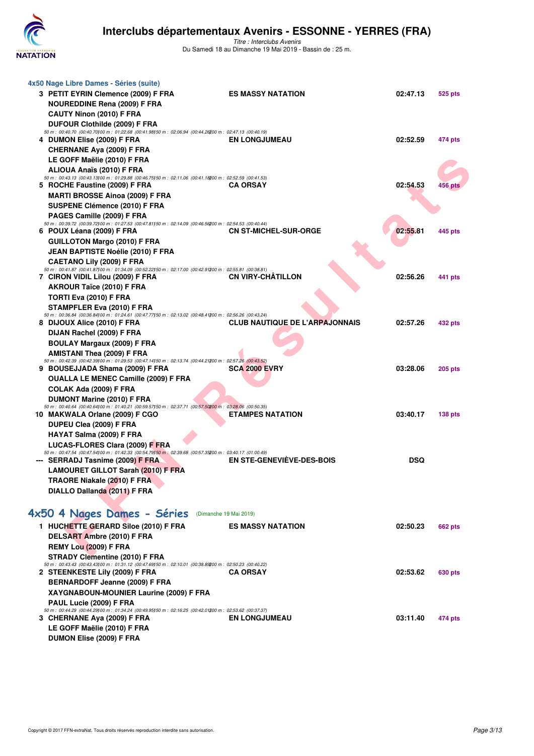# Interclubs départementaux Avenirs - ESSONNE - YERRES (FRA)

*Titre : Interclubs Avenirs*
Du Samedi 18 au Dimanche 19 Mai 2019 - Bassin de : 25 m.

### 4x50 Nage Libre Dames - Séries (suite)

| Rg | Nageuses | Club | Temps | Points |
|---|---|---|---|---|
| 3 | PETIT EYRIN Clemence (2009) F FRA<br>NOUREDDINE Rena (2009) F FRA<br>CAUTY Ninon (2010) F FRA<br>DUFOUR Clothilde (2009) F FRA | ES MASSY NATATION | 02:47.13 | 525 pts |
| | 50 m : 00:40.70 (00:40.70) 100 m : 01:22.68 (00:41.98) 150 m : 02:06.94 (00:44.26) 200 m : 02:47.13 (00:40.19) | | | |
| 4 | DUMON Elise (2009) F FRA<br>CHERNANE Aya (2009) F FRA<br>LE GOFF Maëlie (2010) F FRA<br>ALIOUA Anaïs (2010) F FRA | EN LONGJUMEAU | 02:52.59 | 474 pts |
| | 50 m : 00:43.13 (00:43.13) 100 m : 01:29.88 (00:46.75) 150 m : 02:11.06 (00:41.18) 200 m : 02:52.59 (00:41.53) | | | |
| 5 | ROCHE Faustine (2009) F FRA<br>MARTI BROSSE Ainoa (2009) F FRA<br>SUSPENE Clémence (2010) F FRA<br>PAGES Camille (2009) F FRA | CA ORSAY | 02:54.53 | 456 pts |
| | 50 m : 00:39.72 (00:39.72) 100 m : 01:27.53 (00:47.81) 150 m : 02:14.09 (00:46.56) 200 m : 02:54.53 (00:40.44) | | | |
| 6 | POUX Léana (2009) F FRA<br>GUILLOTON Margo (2010) F FRA<br>JEAN BAPTISTE Noélie (2010) F FRA<br>CAETANO Lily (2009) F FRA | CN ST-MICHEL-SUR-ORGE | 02:55.81 | 445 pts |
| | 50 m : 00:41.87 (00:41.87) 100 m : 01:34.09 (00:52.22) 150 m : 02:17.00 (00:42.91) 200 m : 02:55.81 (00:38.81) | | | |
| 7 | CIRON VIDIL Lilou (2009) F FRA<br>AKROUR Taïce (2010) F FRA<br>TORTI Eva (2010) F FRA<br>STAMPFLER Eva (2010) F FRA | CN VIRY-CHÂTILLON | 02:56.26 | 441 pts |
| | 50 m : 00:36.84 (00:36.84) 100 m : 01:24.61 (00:47.77) 150 m : 02:13.02 (00:48.41) 200 m : 02:56.26 (00:43.24) | | | |
| 8 | DIJOUX Alice (2010) F FRA<br>DIJAN Rachel (2009) F FRA<br>BOULAY Margaux (2009) F FRA<br>AMISTANI Thea (2009) F FRA | CLUB NAUTIQUE DE L'ARPAJONNAIS | 02:57.26 | 432 pts |
| | 50 m : 00:42.39 (00:42.39) 100 m : 01:29.53 (00:47.14) 150 m : 02:13.74 (00:44.21) 200 m : 02:57.26 (00:43.52) | | | |
| 9 | BOUSEJJADA Shama (2009) F FRA<br>OUALLA LE MENEC Camille (2009) F FRA<br>COLAK Ada (2009) F FRA<br>DUMONT Marine (2010) F FRA | SCA 2000 EVRY | 03:28.06 | 205 pts |
| | 50 m : 00:40.64 (00:40.64) 100 m : 01:40.21 (00:59.57) 150 m : 02:37.71 (00:57.50) 200 m : 03:28.06 (00:50.35) | | | |
| 10 | MAKWALA Orlane (2009) F CGO<br>DUPEU Clea (2009) F FRA<br>HAYAT Salma (2009) F FRA<br>LUCAS-FLORES Clara (2009) F FRA | ETAMPES NATATION | 03:40.17 | 138 pts |
| | 50 m : 00:47.54 (00:47.54) 100 m : 01:42.33 (00:54.79) 150 m : 02:39.68 (00:57.35) 200 m : 03:40.17 (01:00.49) | | | |
| --- | SERRADJ Tasnime (2009) F FRA<br>LAMOURET GILLOT Sarah (2010) F FRA<br>TRAORE Niakale (2010) F FRA<br>DIALLO Dallanda (2011) F FRA | EN STE-GENEVIÈVE-DES-BOIS | DSQ | |

## 4x50 4 Nages Dames - Séries (Dimanche 19 Mai 2019)

| Rg | Nageuses | Club | Temps | Points |
|---|---|---|---|---|
| 1 | HUCHETTE GERARD Siloe (2010) F FRA<br>DELSART Ambre (2010) F FRA<br>REMY Lou (2009) F FRA<br>STRADY Clementine (2010) F FRA | ES MASSY NATATION | 02:50.23 | 662 pts |
| | 50 m : 00:43.43 (00:43.43) 100 m : 01:31.12 (00:47.69) 150 m : 02:10.01 (00:38.89) 200 m : 02:50.23 (00:40.22) | | | |
| 2 | STEENKESTE Lily (2009) F FRA<br>BERNARDOFF Jeanne (2009) F FRA<br>XAYGNABOUN-MOUNIER Laurine (2009) F FRA<br>PAUL Lucie (2009) F FRA | CA ORSAY | 02:53.62 | 630 pts |
| | 50 m : 00:44.29 (00:44.29) 100 m : 01:34.24 (00:49.95) 150 m : 02:16.25 (00:42.01) 200 m : 02:53.62 (00:37.37) | | | |
| 3 | CHERNANE Aya (2009) F FRA<br>LE GOFF Maëlie (2010) F FRA<br>DUMON Elise (2009) F FRA | EN LONGJUMEAU | 03:11.40 | 474 pts |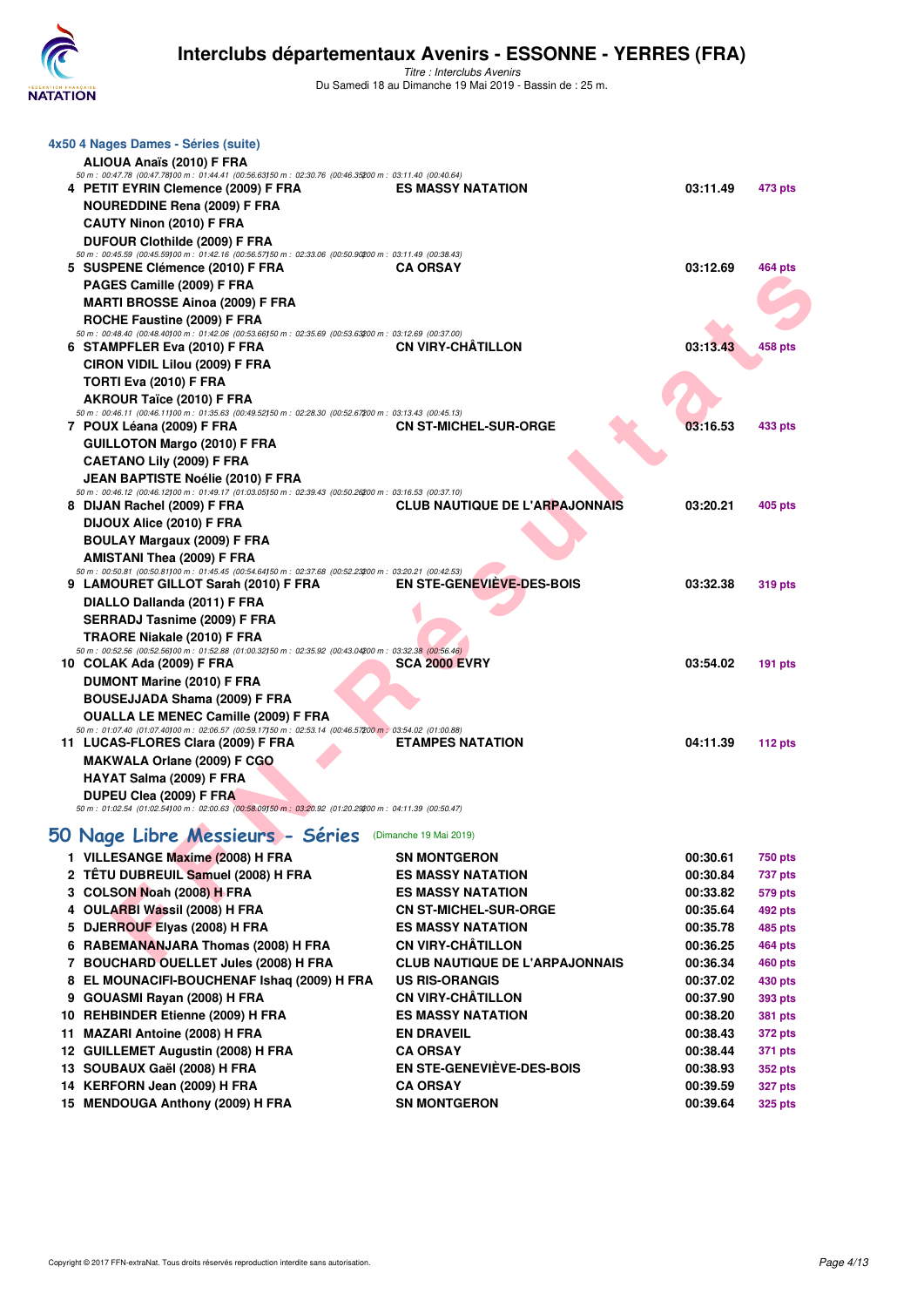### 4x50 4 Nages Dames - Séries (suite)

| | Nom | Club | Temps | Points |
|---|---|---|---|---|
| | ALIOUA Anaïs (2010) F FRA | | | |
| | 50 m : 00:47.78 (00:47.78) 100 m : 01:44.41 (00:56.63) 150 m : 02:30.76 (00:46.35) 200 m : 03:11.40 (00:40.64) | | | |
| 4 | PETIT EYRIN Clemence (2009) F FRA | ES MASSY NATATION | 03:11.49 | 473 pts |
| | NOUREDDINE Rena (2009) F FRA | | | |
| | CAUTY Ninon (2010) F FRA | | | |
| | DUFOUR Clothilde (2009) F FRA | | | |
| | 50 m : 00:45.59 (00:45.59) 100 m : 01:42.16 (00:56.57) 150 m : 02:33.06 (00:50.90) 200 m : 03:11.49 (00:38.43) | | | |
| 5 | SUSPENE Clémence (2010) F FRA | CA ORSAY | 03:12.69 | 464 pts |
| | PAGES Camille (2009) F FRA | | | |
| | MARTI BROSSE Ainoa (2009) F FRA | | | |
| | ROCHE Faustine (2009) F FRA | | | |
| | 50 m : 00:48.40 (00:48.40) 100 m : 01:42.06 (00:53.66) 150 m : 02:35.69 (00:53.63) 200 m : 03:12.69 (00:37.00) | | | |
| 6 | STAMPFLER Eva (2010) F FRA | CN VIRY-CHÂTILLON | 03:13.43 | 458 pts |
| | CIRON VIDIL Lilou (2009) F FRA | | | |
| | TORTI Eva (2010) F FRA | | | |
| | AKROUR Taïce (2010) F FRA | | | |
| | 50 m : 00:46.11 (00:46.11) 100 m : 01:35.63 (00:49.52) 150 m : 02:28.30 (00:52.67) 200 m : 03:13.43 (00:45.13) | | | |
| 7 | POUX Léana (2009) F FRA | CN ST-MICHEL-SUR-ORGE | 03:16.53 | 433 pts |
| | GUILLOTON Margo (2010) F FRA | | | |
| | CAETANO Lily (2009) F FRA | | | |
| | JEAN BAPTISTE Noélie (2010) F FRA | | | |
| | 50 m : 00:46.12 (00:46.12) 100 m : 01:49.17 (01:03.05) 150 m : 02:39.43 (00:50.26) 200 m : 03:16.53 (00:37.10) | | | |
| 8 | DIJAN Rachel (2009) F FRA | CLUB NAUTIQUE DE L'ARPAJONNAIS | 03:20.21 | 405 pts |
| | DIJOUX Alice (2010) F FRA | | | |
| | BOULAY Margaux (2009) F FRA | | | |
| | AMISTANI Thea (2009) F FRA | | | |
| | 50 m : 00:50.81 (00:50.81) 100 m : 01:45.45 (00:54.64) 150 m : 02:37.68 (00:52.23) 200 m : 03:20.21 (00:42.53) | | | |
| 9 | LAMOURET GILLOT Sarah (2010) F FRA | EN STE-GENEVIÈVE-DES-BOIS | 03:32.38 | 319 pts |
| | DIALLO Dallanda (2011) F FRA | | | |
| | SERRADJ Tasnime (2009) F FRA | | | |
| | TRAORE Niakale (2010) F FRA | | | |
| | 50 m : 00:52.56 (00:52.56) 100 m : 01:52.88 (01:00.32) 150 m : 02:35.92 (00:43.04) 200 m : 03:32.38 (00:56.46) | | | |
| 10 | COLAK Ada (2009) F FRA | SCA 2000 EVRY | 03:54.02 | 191 pts |
| | DUMONT Marine (2010) F FRA | | | |
| | BOUSEJJADA Shama (2009) F FRA | | | |
| | OUALLA LE MENEC Camille (2009) F FRA | | | |
| | 50 m : 01:07.40 (01:07.40) 100 m : 02:06.57 (00:59.17) 150 m : 02:53.14 (00:46.57) 200 m : 03:54.02 (01:00.88) | | | |
| 11 | LUCAS-FLORES Clara (2009) F FRA | ETAMPES NATATION | 04:11.39 | 112 pts |
| | MAKWALA Orlane (2009) F CGO | | | |
| | HAYAT Salma (2009) F FRA | | | |
| | DUPEU Clea (2009) F FRA | | | |
| | 50 m : 01:02.54 (01:02.54) 100 m : 02:00.63 (00:58.09) 150 m : 03:20.92 (01:20.29) 200 m : 04:11.39 (00:50.47) | | | |

## 50 Nage Libre Messieurs - Séries (Dimanche 19 Mai 2019)

| | Nom | Club | Temps | Points |
|---|---|---|---|---|
| 1 | VILLESANGE Maxime (2008) H FRA | SN MONTGERON | 00:30.61 | 750 pts |
| 2 | TÊTU DUBREUIL Samuel (2008) H FRA | ES MASSY NATATION | 00:30.84 | 737 pts |
| 3 | COLSON Noah (2008) H FRA | ES MASSY NATATION | 00:33.82 | 579 pts |
| 4 | OULARBI Wassil (2008) H FRA | CN ST-MICHEL-SUR-ORGE | 00:35.64 | 492 pts |
| 5 | DJERROUF Elyas (2008) H FRA | ES MASSY NATATION | 00:35.78 | 485 pts |
| 6 | RABEMANANJARA Thomas (2008) H FRA | CN VIRY-CHÂTILLON | 00:36.25 | 464 pts |
| 7 | BOUCHARD OUELLET Jules (2008) H FRA | CLUB NAUTIQUE DE L'ARPAJONNAIS | 00:36.34 | 460 pts |
| 8 | EL MOUNACIFI-BOUCHENAF Ishaq (2009) H FRA | US RIS-ORANGIS | 00:37.02 | 430 pts |
| 9 | GOUASMI Rayan (2008) H FRA | CN VIRY-CHÂTILLON | 00:37.90 | 393 pts |
| 10 | REHBINDER Etienne (2009) H FRA | ES MASSY NATATION | 00:38.20 | 381 pts |
| 11 | MAZARI Antoine (2008) H FRA | EN DRAVEIL | 00:38.43 | 372 pts |
| 12 | GUILLEMET Augustin (2008) H FRA | CA ORSAY | 00:38.44 | 371 pts |
| 13 | SOUBAUX Gaël (2008) H FRA | EN STE-GENEVIÈVE-DES-BOIS | 00:38.93 | 352 pts |
| 14 | KERFORN Jean (2009) H FRA | CA ORSAY | 00:39.59 | 327 pts |
| 15 | MENDOUGA Anthony (2009) H FRA | SN MONTGERON | 00:39.64 | 325 pts |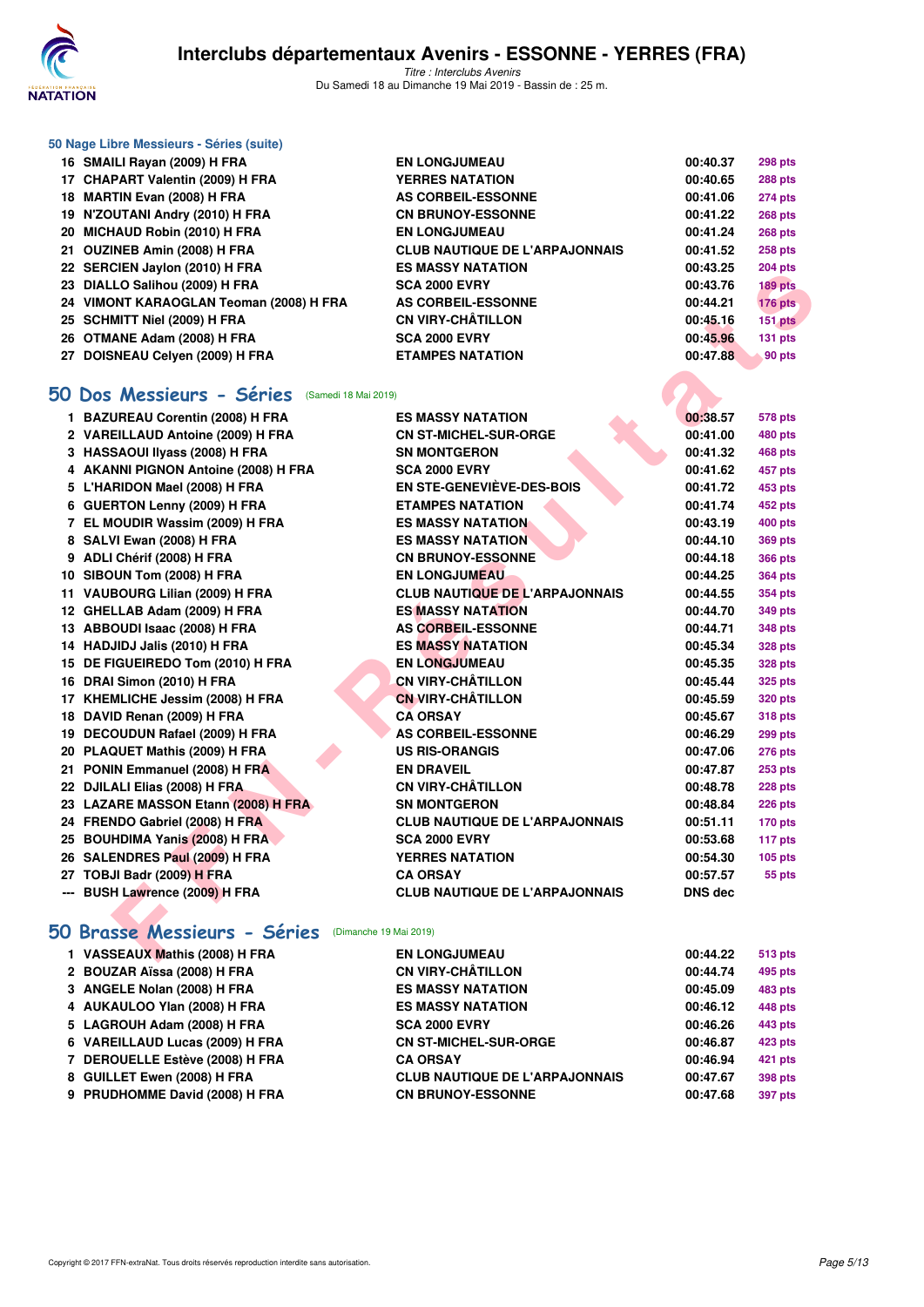# Interclubs départementaux Avenirs - ESSONNE - YERRES (FRA)

*Titre : Interclubs Avenirs*
Du Samedi 18 au Dimanche 19 Mai 2019 - Bassin de : 25 m.

### 50 Nage Libre Messieurs - Séries (suite)

| | | | | |
|---|---|---|---|---|
| 16 | SMAILI Rayan (2009) H FRA | EN LONGJUMEAU | 00:40.37 | 298 pts |
| 17 | CHAPART Valentin (2009) H FRA | YERRES NATATION | 00:40.65 | 288 pts |
| 18 | MARTIN Evan (2008) H FRA | AS CORBEIL-ESSONNE | 00:41.06 | 274 pts |
| 19 | N'ZOUTANI Andry (2010) H FRA | CN BRUNOY-ESSONNE | 00:41.22 | 268 pts |
| 20 | MICHAUD Robin (2010) H FRA | EN LONGJUMEAU | 00:41.24 | 268 pts |
| 21 | OUZINEB Amin (2008) H FRA | CLUB NAUTIQUE DE L'ARPAJONNAIS | 00:41.52 | 258 pts |
| 22 | SERCIEN Jaylon (2010) H FRA | ES MASSY NATATION | 00:43.25 | 204 pts |
| 23 | DIALLO Salihou (2009) H FRA | SCA 2000 EVRY | 00:43.76 | 189 pts |
| 24 | VIMONT KARAOGLAN Teoman (2008) H FRA | AS CORBEIL-ESSONNE | 00:44.21 | 176 pts |
| 25 | SCHMITT Niel (2009) H FRA | CN VIRY-CHÂTILLON | 00:45.16 | 151 pts |
| 26 | OTMANE Adam (2008) H FRA | SCA 2000 EVRY | 00:45.96 | 131 pts |
| 27 | DOISNEAU Celyen (2009) H FRA | ETAMPES NATATION | 00:47.88 | 90 pts |

## 50 Dos Messieurs - Séries (Samedi 18 Mai 2019)

| | | | | |
|---|---|---|---|---|
| 1 | BAZUREAU Corentin (2008) H FRA | ES MASSY NATATION | 00:38.57 | 578 pts |
| 2 | VAREILLAUD Antoine (2009) H FRA | CN ST-MICHEL-SUR-ORGE | 00:41.00 | 480 pts |
| 3 | HASSAOUI Ilyass (2008) H FRA | SN MONTGERON | 00:41.32 | 468 pts |
| 4 | AKANNI PIGNON Antoine (2008) H FRA | SCA 2000 EVRY | 00:41.62 | 457 pts |
| 5 | L'HARIDON Mael (2008) H FRA | EN STE-GENEVIÈVE-DES-BOIS | 00:41.72 | 453 pts |
| 6 | GUERTON Lenny (2009) H FRA | ETAMPES NATATION | 00:41.74 | 452 pts |
| 7 | EL MOUDIR Wassim (2009) H FRA | ES MASSY NATATION | 00:43.19 | 400 pts |
| 8 | SALVI Ewan (2008) H FRA | ES MASSY NATATION | 00:44.10 | 369 pts |
| 9 | ADLI Chérif (2008) H FRA | CN BRUNOY-ESSONNE | 00:44.18 | 366 pts |
| 10 | SIBOUN Tom (2008) H FRA | EN LONGJUMEAU | 00:44.25 | 364 pts |
| 11 | VAUBOURG Lilian (2009) H FRA | CLUB NAUTIQUE DE L'ARPAJONNAIS | 00:44.55 | 354 pts |
| 12 | GHELLAB Adam (2009) H FRA | ES MASSY NATATION | 00:44.70 | 349 pts |
| 13 | ABBOUDI Isaac (2008) H FRA | AS CORBEIL-ESSONNE | 00:44.71 | 348 pts |
| 14 | HADJIDJ Jalis (2010) H FRA | ES MASSY NATATION | 00:45.34 | 328 pts |
| 15 | DE FIGUEIREDO Tom (2010) H FRA | EN LONGJUMEAU | 00:45.35 | 328 pts |
| 16 | DRAI Simon (2010) H FRA | CN VIRY-CHÂTILLON | 00:45.44 | 325 pts |
| 17 | KHEMLICHE Jessim (2008) H FRA | CN VIRY-CHÂTILLON | 00:45.59 | 320 pts |
| 18 | DAVID Renan (2009) H FRA | CA ORSAY | 00:45.67 | 318 pts |
| 19 | DECOUDUN Rafael (2009) H FRA | AS CORBEIL-ESSONNE | 00:46.29 | 299 pts |
| 20 | PLAQUET Mathis (2009) H FRA | US RIS-ORANGIS | 00:47.06 | 276 pts |
| 21 | PONIN Emmanuel (2008) H FRA | EN DRAVEIL | 00:47.87 | 253 pts |
| 22 | DJILALI Elias (2008) H FRA | CN VIRY-CHÂTILLON | 00:48.78 | 228 pts |
| 23 | LAZARE MASSON Etann (2008) H FRA | SN MONTGERON | 00:48.84 | 226 pts |
| 24 | FRENDO Gabriel (2008) H FRA | CLUB NAUTIQUE DE L'ARPAJONNAIS | 00:51.11 | 170 pts |
| 25 | BOUHDIMA Yanis (2008) H FRA | SCA 2000 EVRY | 00:53.68 | 117 pts |
| 26 | SALENDRES Paul (2009) H FRA | YERRES NATATION | 00:54.30 | 105 pts |
| 27 | TOBJI Badr (2009) H FRA | CA ORSAY | 00:57.57 | 55 pts |
| --- | BUSH Lawrence (2009) H FRA | CLUB NAUTIQUE DE L'ARPAJONNAIS | DNS dec | |

## 50 Brasse Messieurs - Séries (Dimanche 19 Mai 2019)

| | | | | |
|---|---|---|---|---|
| 1 | VASSEAUX Mathis (2008) H FRA | EN LONGJUMEAU | 00:44.22 | 513 pts |
| 2 | BOUZAR Aïssa (2008) H FRA | CN VIRY-CHÂTILLON | 00:44.74 | 495 pts |
| 3 | ANGELE Nolan (2008) H FRA | ES MASSY NATATION | 00:45.09 | 483 pts |
| 4 | AUKAULOO Ylan (2008) H FRA | ES MASSY NATATION | 00:46.12 | 448 pts |
| 5 | LAGROUH Adam (2008) H FRA | SCA 2000 EVRY | 00:46.26 | 443 pts |
| 6 | VAREILLAUD Lucas (2009) H FRA | CN ST-MICHEL-SUR-ORGE | 00:46.87 | 423 pts |
| 7 | DEROUELLE Estève (2008) H FRA | CA ORSAY | 00:46.94 | 421 pts |
| 8 | GUILLET Ewen (2008) H FRA | CLUB NAUTIQUE DE L'ARPAJONNAIS | 00:47.67 | 398 pts |
| 9 | PRUDHOMME David (2008) H FRA | CN BRUNOY-ESSONNE | 00:47.68 | 397 pts |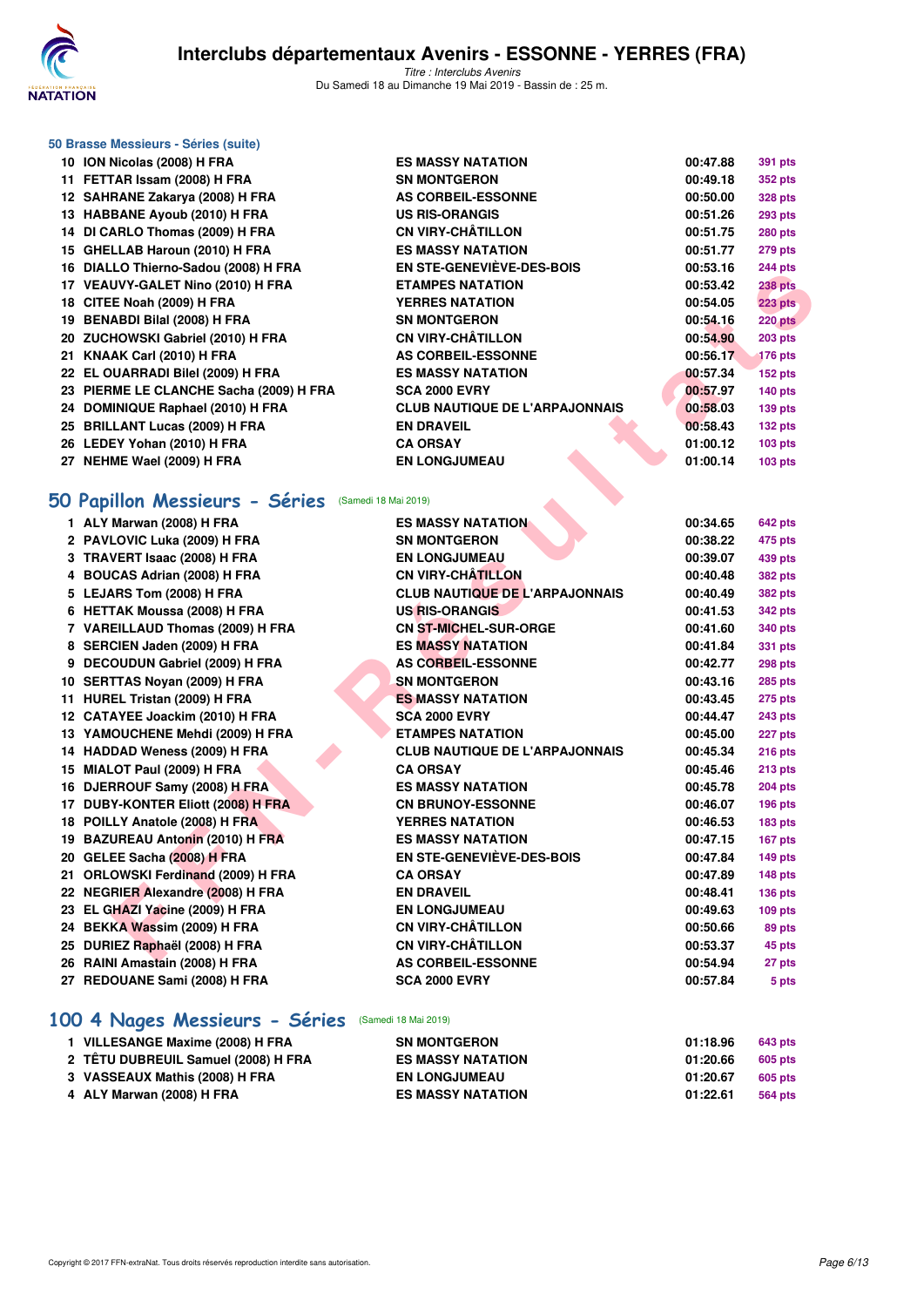### 50 Brasse Messieurs - Séries (suite)

| | | | | |
|---|---|---|---|---|
| 10 | ION Nicolas (2008) H FRA | ES MASSY NATATION | 00:47.88 | 391 pts |
| 11 | FETTAR Issam (2008) H FRA | SN MONTGERON | 00:49.18 | 352 pts |
| 12 | SAHRANE Zakarya (2008) H FRA | AS CORBEIL-ESSONNE | 00:50.00 | 328 pts |
| 13 | HABBANE Ayoub (2010) H FRA | US RIS-ORANGIS | 00:51.26 | 293 pts |
| 14 | DI CARLO Thomas (2009) H FRA | CN VIRY-CHÂTILLON | 00:51.75 | 280 pts |
| 15 | GHELLAB Haroun (2010) H FRA | ES MASSY NATATION | 00:51.77 | 279 pts |
| 16 | DIALLO Thierno-Sadou (2008) H FRA | EN STE-GENEVIÈVE-DES-BOIS | 00:53.16 | 244 pts |
| 17 | VEAUVY-GALET Nino (2010) H FRA | ETAMPES NATATION | 00:53.42 | 238 pts |
| 18 | CITEE Noah (2009) H FRA | YERRES NATATION | 00:54.05 | 223 pts |
| 19 | BENABDI Bilal (2008) H FRA | SN MONTGERON | 00:54.16 | 220 pts |
| 20 | ZUCHOWSKI Gabriel (2010) H FRA | CN VIRY-CHÂTILLON | 00:54.90 | 203 pts |
| 21 | KNAAK Carl (2010) H FRA | AS CORBEIL-ESSONNE | 00:56.17 | 176 pts |
| 22 | EL OUARRADI Bilel (2009) H FRA | ES MASSY NATATION | 00:57.34 | 152 pts |
| 23 | PIERME LE CLANCHE Sacha (2009) H FRA | SCA 2000 EVRY | 00:57.97 | 140 pts |
| 24 | DOMINIQUE Raphael (2010) H FRA | CLUB NAUTIQUE DE L'ARPAJONNAIS | 00:58.03 | 139 pts |
| 25 | BRILLANT Lucas (2009) H FRA | EN DRAVEIL | 00:58.43 | 132 pts |
| 26 | LEDEY Yohan (2010) H FRA | CA ORSAY | 01:00.12 | 103 pts |
| 27 | NEHME Wael (2009) H FRA | EN LONGJUMEAU | 01:00.14 | 103 pts |

## 50 Papillon Messieurs - Séries (Samedi 18 Mai 2019)

| | | | | |
|---|---|---|---|---|
| 1 | ALY Marwan (2008) H FRA | ES MASSY NATATION | 00:34.65 | 642 pts |
| 2 | PAVLOVIC Luka (2009) H FRA | SN MONTGERON | 00:38.22 | 475 pts |
| 3 | TRAVERT Isaac (2008) H FRA | EN LONGJUMEAU | 00:39.07 | 439 pts |
| 4 | BOUCAS Adrian (2008) H FRA | CN VIRY-CHÂTILLON | 00:40.48 | 382 pts |
| 5 | LEJARS Tom (2008) H FRA | CLUB NAUTIQUE DE L'ARPAJONNAIS | 00:40.49 | 382 pts |
| 6 | HETTAK Moussa (2008) H FRA | US RIS-ORANGIS | 00:41.53 | 342 pts |
| 7 | VAREILLAUD Thomas (2009) H FRA | CN ST-MICHEL-SUR-ORGE | 00:41.60 | 340 pts |
| 8 | SERCIEN Jaden (2009) H FRA | ES MASSY NATATION | 00:41.84 | 331 pts |
| 9 | DECOUDUN Gabriel (2009) H FRA | AS CORBEIL-ESSONNE | 00:42.77 | 298 pts |
| 10 | SERTTAS Noyan (2009) H FRA | SN MONTGERON | 00:43.16 | 285 pts |
| 11 | HUREL Tristan (2009) H FRA | ES MASSY NATATION | 00:43.45 | 275 pts |
| 12 | CATAYEE Joackim (2010) H FRA | SCA 2000 EVRY | 00:44.47 | 243 pts |
| 13 | YAMOUCHENE Mehdi (2009) H FRA | ETAMPES NATATION | 00:45.00 | 227 pts |
| 14 | HADDAD Weness (2009) H FRA | CLUB NAUTIQUE DE L'ARPAJONNAIS | 00:45.34 | 216 pts |
| 15 | MIALOT Paul (2009) H FRA | CA ORSAY | 00:45.46 | 213 pts |
| 16 | DJERROUF Samy (2008) H FRA | ES MASSY NATATION | 00:45.78 | 204 pts |
| 17 | DUBY-KONTER Elliott (2008) H FRA | CN BRUNOY-ESSONNE | 00:46.07 | 196 pts |
| 18 | POILLY Anatole (2008) H FRA | YERRES NATATION | 00:46.53 | 183 pts |
| 19 | BAZUREAU Antonin (2010) H FRA | ES MASSY NATATION | 00:47.15 | 167 pts |
| 20 | GELEE Sacha (2008) H FRA | EN STE-GENEVIÈVE-DES-BOIS | 00:47.84 | 149 pts |
| 21 | ORLOWSKI Ferdinand (2009) H FRA | CA ORSAY | 00:47.89 | 148 pts |
| 22 | NEGRIER Alexandre (2008) H FRA | EN DRAVEIL | 00:48.41 | 136 pts |
| 23 | EL GHAZI Yacine (2009) H FRA | EN LONGJUMEAU | 00:49.63 | 109 pts |
| 24 | BEKKA Wassim (2009) H FRA | CN VIRY-CHÂTILLON | 00:50.66 | 89 pts |
| 25 | DURIEZ Raphaël (2008) H FRA | CN VIRY-CHÂTILLON | 00:53.37 | 45 pts |
| 26 | RAINI Amastain (2008) H FRA | AS CORBEIL-ESSONNE | 00:54.94 | 27 pts |
| 27 | REDOUANE Sami (2008) H FRA | SCA 2000 EVRY | 00:57.84 | 5 pts |

## 100 4 Nages Messieurs - Séries (Samedi 18 Mai 2019)

| | | | | |
|---|---|---|---|---|
| 1 | VILLESANGE Maxime (2008) H FRA | SN MONTGERON | 01:18.96 | 643 pts |
| 2 | TÊTU DUBREUIL Samuel (2008) H FRA | ES MASSY NATATION | 01:20.66 | 605 pts |
| 3 | VASSEAUX Mathis (2008) H FRA | EN LONGJUMEAU | 01:20.67 | 605 pts |
| 4 | ALY Marwan (2008) H FRA | ES MASSY NATATION | 01:22.61 | 564 pts |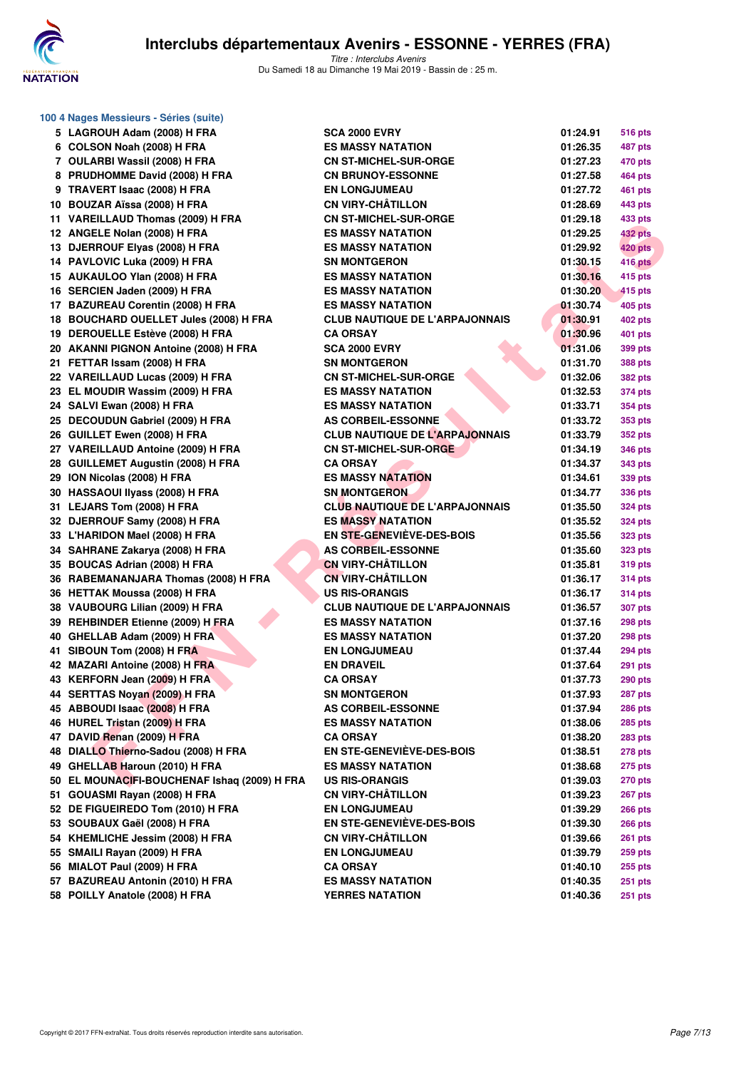### 100 4 Nages Messieurs - Séries (suite)

| | | | | |
|---|---|---|---|---|
| 5 | LAGROUH Adam (2008) H FRA | SCA 2000 EVRY | 01:24.91 | 516 pts |
| 6 | COLSON Noah (2008) H FRA | ES MASSY NATATION | 01:26.35 | 487 pts |
| 7 | OULARBI Wassil (2008) H FRA | CN ST-MICHEL-SUR-ORGE | 01:27.23 | 470 pts |
| 8 | PRUDHOMME David (2008) H FRA | CN BRUNOY-ESSONNE | 01:27.58 | 464 pts |
| 9 | TRAVERT Isaac (2008) H FRA | EN LONGJUMEAU | 01:27.72 | 461 pts |
| 10 | BOUZAR Aïssa (2008) H FRA | CN VIRY-CHÂTILLON | 01:28.69 | 443 pts |
| 11 | VAREILLAUD Thomas (2009) H FRA | CN ST-MICHEL-SUR-ORGE | 01:29.18 | 433 pts |
| 12 | ANGELE Nolan (2008) H FRA | ES MASSY NATATION | 01:29.25 | 432 pts |
| 13 | DJERROUF Elyas (2008) H FRA | ES MASSY NATATION | 01:29.92 | 420 pts |
| 14 | PAVLOVIC Luka (2009) H FRA | SN MONTGERON | 01:30.15 | 416 pts |
| 15 | AUKAULOO Ylan (2008) H FRA | ES MASSY NATATION | 01:30.16 | 415 pts |
| 16 | SERCIEN Jaden (2009) H FRA | ES MASSY NATATION | 01:30.20 | 415 pts |
| 17 | BAZUREAU Corentin (2008) H FRA | ES MASSY NATATION | 01:30.74 | 405 pts |
| 18 | BOUCHARD OUELLET Jules (2008) H FRA | CLUB NAUTIQUE DE L'ARPAJONNAIS | 01:30.91 | 402 pts |
| 19 | DEROUELLE Estève (2008) H FRA | CA ORSAY | 01:30.96 | 401 pts |
| 20 | AKANNI PIGNON Antoine (2008) H FRA | SCA 2000 EVRY | 01:31.06 | 399 pts |
| 21 | FETTAR Issam (2008) H FRA | SN MONTGERON | 01:31.70 | 388 pts |
| 22 | VAREILLAUD Lucas (2009) H FRA | CN ST-MICHEL-SUR-ORGE | 01:32.06 | 382 pts |
| 23 | EL MOUDIR Wassim (2009) H FRA | ES MASSY NATATION | 01:32.53 | 374 pts |
| 24 | SALVI Ewan (2008) H FRA | ES MASSY NATATION | 01:33.71 | 354 pts |
| 25 | DECOUDUN Gabriel (2009) H FRA | AS CORBEIL-ESSONNE | 01:33.72 | 353 pts |
| 26 | GUILLET Ewen (2008) H FRA | CLUB NAUTIQUE DE L'ARPAJONNAIS | 01:33.79 | 352 pts |
| 27 | VAREILLAUD Antoine (2009) H FRA | CN ST-MICHEL-SUR-ORGE | 01:34.19 | 346 pts |
| 28 | GUILLEMET Augustin (2008) H FRA | CA ORSAY | 01:34.37 | 343 pts |
| 29 | ION Nicolas (2008) H FRA | ES MASSY NATATION | 01:34.61 | 339 pts |
| 30 | HASSAOUI Ilyass (2008) H FRA | SN MONTGERON | 01:34.77 | 336 pts |
| 31 | LEJARS Tom (2008) H FRA | CLUB NAUTIQUE DE L'ARPAJONNAIS | 01:35.50 | 324 pts |
| 32 | DJERROUF Samy (2008) H FRA | ES MASSY NATATION | 01:35.52 | 324 pts |
| 33 | L'HARIDON Mael (2008) H FRA | EN STE-GENEVIÈVE-DES-BOIS | 01:35.56 | 323 pts |
| 34 | SAHRANE Zakarya (2008) H FRA | AS CORBEIL-ESSONNE | 01:35.60 | 323 pts |
| 35 | BOUCAS Adrian (2008) H FRA | CN VIRY-CHÂTILLON | 01:35.81 | 319 pts |
| 36 | RABEMANANJARA Thomas (2008) H FRA | CN VIRY-CHÂTILLON | 01:36.17 | 314 pts |
| 36 | HETTAK Moussa (2008) H FRA | US RIS-ORANGIS | 01:36.17 | 314 pts |
| 38 | VAUBOURG Lilian (2009) H FRA | CLUB NAUTIQUE DE L'ARPAJONNAIS | 01:36.57 | 307 pts |
| 39 | REHBINDER Etienne (2009) H FRA | ES MASSY NATATION | 01:37.16 | 298 pts |
| 40 | GHELLAB Adam (2009) H FRA | ES MASSY NATATION | 01:37.20 | 298 pts |
| 41 | SIBOUN Tom (2008) H FRA | EN LONGJUMEAU | 01:37.44 | 294 pts |
| 42 | MAZARI Antoine (2008) H FRA | EN DRAVEIL | 01:37.64 | 291 pts |
| 43 | KERFORN Jean (2009) H FRA | CA ORSAY | 01:37.73 | 290 pts |
| 44 | SERTTAS Noyan (2009) H FRA | SN MONTGERON | 01:37.93 | 287 pts |
| 45 | ABBOUDI Isaac (2008) H FRA | AS CORBEIL-ESSONNE | 01:37.94 | 286 pts |
| 46 | HUREL Tristan (2009) H FRA | ES MASSY NATATION | 01:38.06 | 285 pts |
| 47 | DAVID Renan (2009) H FRA | CA ORSAY | 01:38.20 | 283 pts |
| 48 | DIALLO Thierno-Sadou (2008) H FRA | EN STE-GENEVIÈVE-DES-BOIS | 01:38.51 | 278 pts |
| 49 | GHELLAB Haroun (2010) H FRA | ES MASSY NATATION | 01:38.68 | 275 pts |
| 50 | EL MOUNACIFI-BOUCHENAF Ishaq (2009) H FRA | US RIS-ORANGIS | 01:39.03 | 270 pts |
| 51 | GOUASMI Rayan (2008) H FRA | CN VIRY-CHÂTILLON | 01:39.23 | 267 pts |
| 52 | DE FIGUEIREDO Tom (2010) H FRA | EN LONGJUMEAU | 01:39.29 | 266 pts |
| 53 | SOUBAUX Gaël (2008) H FRA | EN STE-GENEVIÈVE-DES-BOIS | 01:39.30 | 266 pts |
| 54 | KHEMLICHE Jessim (2008) H FRA | CN VIRY-CHÂTILLON | 01:39.66 | 261 pts |
| 55 | SMAILI Rayan (2009) H FRA | EN LONGJUMEAU | 01:39.79 | 259 pts |
| 56 | MIALOT Paul (2009) H FRA | CA ORSAY | 01:40.10 | 255 pts |
| 57 | BAZUREAU Antonin (2010) H FRA | ES MASSY NATATION | 01:40.35 | 251 pts |
| 58 | POILLY Anatole (2008) H FRA | YERRES NATATION | 01:40.36 | 251 pts |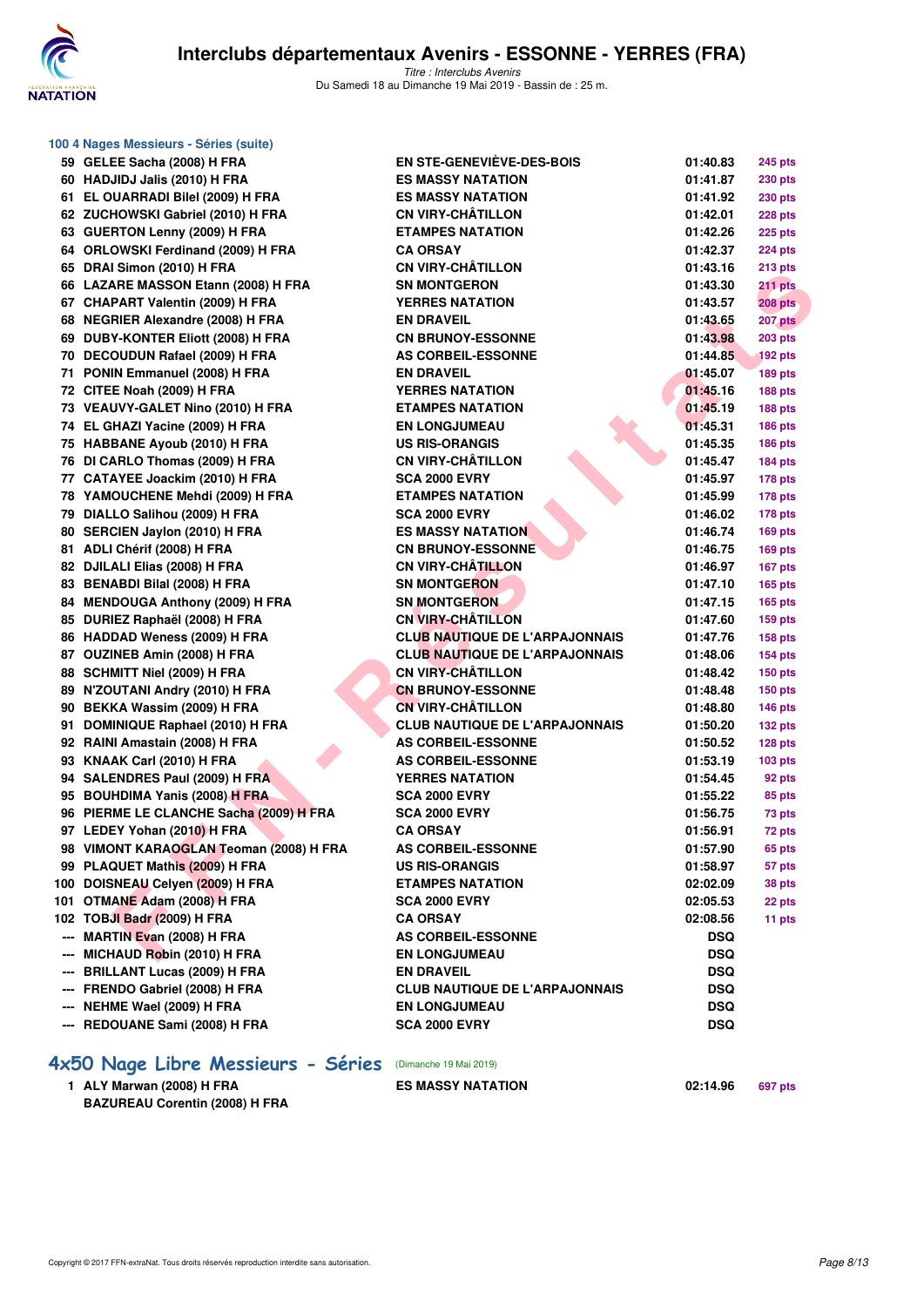# Interclubs départementaux Avenirs - ESSONNE - YERRES (FRA)

*Titre : Interclubs Avenirs*
Du Samedi 18 au Dimanche 19 Mai 2019 - Bassin de : 25 m.

### 100 4 Nages Messieurs - Séries (suite)

| | | | | |
|---|---|---|---|---|
| 59 | GELEE Sacha (2008) H FRA | EN STE-GENEVIÈVE-DES-BOIS | 01:40.83 | 245 pts |
| 60 | HADJIDJ Jalis (2010) H FRA | ES MASSY NATATION | 01:41.87 | 230 pts |
| 61 | EL OUARRADI Bilel (2009) H FRA | ES MASSY NATATION | 01:41.92 | 230 pts |
| 62 | ZUCHOWSKI Gabriel (2010) H FRA | CN VIRY-CHÂTILLON | 01:42.01 | 228 pts |
| 63 | GUERTON Lenny (2009) H FRA | ETAMPES NATATION | 01:42.26 | 225 pts |
| 64 | ORLOWSKI Ferdinand (2009) H FRA | CA ORSAY | 01:42.37 | 224 pts |
| 65 | DRAI Simon (2010) H FRA | CN VIRY-CHÂTILLON | 01:43.16 | 213 pts |
| 66 | LAZARE MASSON Etann (2008) H FRA | SN MONTGERON | 01:43.30 | 211 pts |
| 67 | CHAPART Valentin (2009) H FRA | YERRES NATATION | 01:43.57 | 208 pts |
| 68 | NEGRIER Alexandre (2008) H FRA | EN DRAVEIL | 01:43.65 | 207 pts |
| 69 | DUBY-KONTER Eliott (2008) H FRA | CN BRUNOY-ESSONNE | 01:43.98 | 203 pts |
| 70 | DECOUDUN Rafael (2009) H FRA | AS CORBEIL-ESSONNE | 01:44.85 | 192 pts |
| 71 | PONIN Emmanuel (2008) H FRA | EN DRAVEIL | 01:45.07 | 189 pts |
| 72 | CITEE Noah (2009) H FRA | YERRES NATATION | 01:45.16 | 188 pts |
| 73 | VEAUVY-GALET Nino (2010) H FRA | ETAMPES NATATION | 01:45.19 | 188 pts |
| 74 | EL GHAZI Yacine (2009) H FRA | EN LONGJUMEAU | 01:45.31 | 186 pts |
| 75 | HABBANE Ayoub (2010) H FRA | US RIS-ORANGIS | 01:45.35 | 186 pts |
| 76 | DI CARLO Thomas (2009) H FRA | CN VIRY-CHÂTILLON | 01:45.47 | 184 pts |
| 77 | CATAYEE Joackim (2010) H FRA | SCA 2000 EVRY | 01:45.97 | 178 pts |
| 78 | YAMOUCHENE Mehdi (2009) H FRA | ETAMPES NATATION | 01:45.99 | 178 pts |
| 79 | DIALLO Salihou (2009) H FRA | SCA 2000 EVRY | 01:46.02 | 178 pts |
| 80 | SERCIEN Jaylon (2010) H FRA | ES MASSY NATATION | 01:46.74 | 169 pts |
| 81 | ADLI Chérif (2008) H FRA | CN BRUNOY-ESSONNE | 01:46.75 | 169 pts |
| 82 | DJILALI Elias (2008) H FRA | CN VIRY-CHÂTILLON | 01:46.97 | 167 pts |
| 83 | BENABDI Bilal (2008) H FRA | SN MONTGERON | 01:47.10 | 165 pts |
| 84 | MENDOUGA Anthony (2009) H FRA | SN MONTGERON | 01:47.15 | 165 pts |
| 85 | DURIEZ Raphaël (2008) H FRA | CN VIRY-CHÂTILLON | 01:47.60 | 159 pts |
| 86 | HADDAD Weness (2009) H FRA | CLUB NAUTIQUE DE L'ARPAJONNAIS | 01:47.76 | 158 pts |
| 87 | OUZINEB Amin (2008) H FRA | CLUB NAUTIQUE DE L'ARPAJONNAIS | 01:48.06 | 154 pts |
| 88 | SCHMITT Niel (2009) H FRA | CN VIRY-CHÂTILLON | 01:48.42 | 150 pts |
| 89 | N'ZOUTANI Andry (2010) H FRA | CN BRUNOY-ESSONNE | 01:48.48 | 150 pts |
| 90 | BEKKA Wassim (2009) H FRA | CN VIRY-CHÂTILLON | 01:48.80 | 146 pts |
| 91 | DOMINIQUE Raphael (2010) H FRA | CLUB NAUTIQUE DE L'ARPAJONNAIS | 01:50.20 | 132 pts |
| 92 | RAINI Amastain (2008) H FRA | AS CORBEIL-ESSONNE | 01:50.52 | 128 pts |
| 93 | KNAAK Carl (2010) H FRA | AS CORBEIL-ESSONNE | 01:53.19 | 103 pts |
| 94 | SALENDRES Paul (2009) H FRA | YERRES NATATION | 01:54.45 | 92 pts |
| 95 | BOUHDIMA Yanis (2008) H FRA | SCA 2000 EVRY | 01:55.22 | 85 pts |
| 96 | PIERME LE CLANCHE Sacha (2009) H FRA | SCA 2000 EVRY | 01:56.75 | 73 pts |
| 97 | LEDEY Yohan (2010) H FRA | CA ORSAY | 01:56.91 | 72 pts |
| 98 | VIMONT KARAOGLAN Teoman (2008) H FRA | AS CORBEIL-ESSONNE | 01:57.90 | 65 pts |
| 99 | PLAQUET Mathis (2009) H FRA | US RIS-ORANGIS | 01:58.97 | 57 pts |
| 100 | DOISNEAU Celyen (2009) H FRA | ETAMPES NATATION | 02:02.09 | 38 pts |
| 101 | OTMANE Adam (2008) H FRA | SCA 2000 EVRY | 02:05.53 | 22 pts |
| 102 | TOBJI Badr (2009) H FRA | CA ORSAY | 02:08.56 | 11 pts |
| --- | MARTIN Evan (2008) H FRA | AS CORBEIL-ESSONNE | DSQ | |
| --- | MICHAUD Robin (2010) H FRA | EN LONGJUMEAU | DSQ | |
| --- | BRILLANT Lucas (2009) H FRA | EN DRAVEIL | DSQ | |
| --- | FRENDO Gabriel (2008) H FRA | CLUB NAUTIQUE DE L'ARPAJONNAIS | DSQ | |
| --- | NEHME Wael (2009) H FRA | EN LONGJUMEAU | DSQ | |
| --- | REDOUANE Sami (2008) H FRA | SCA 2000 EVRY | DSQ | |

## 4x50 Nage Libre Messieurs - Séries (Dimanche 19 Mai 2019)

| | | | | |
|---|---|---|---|---|
| 1 | ALY Marwan (2008) H FRA<br>BAZUREAU Corentin (2008) H FRA | ES MASSY NATATION | 02:14.96 | 697 pts |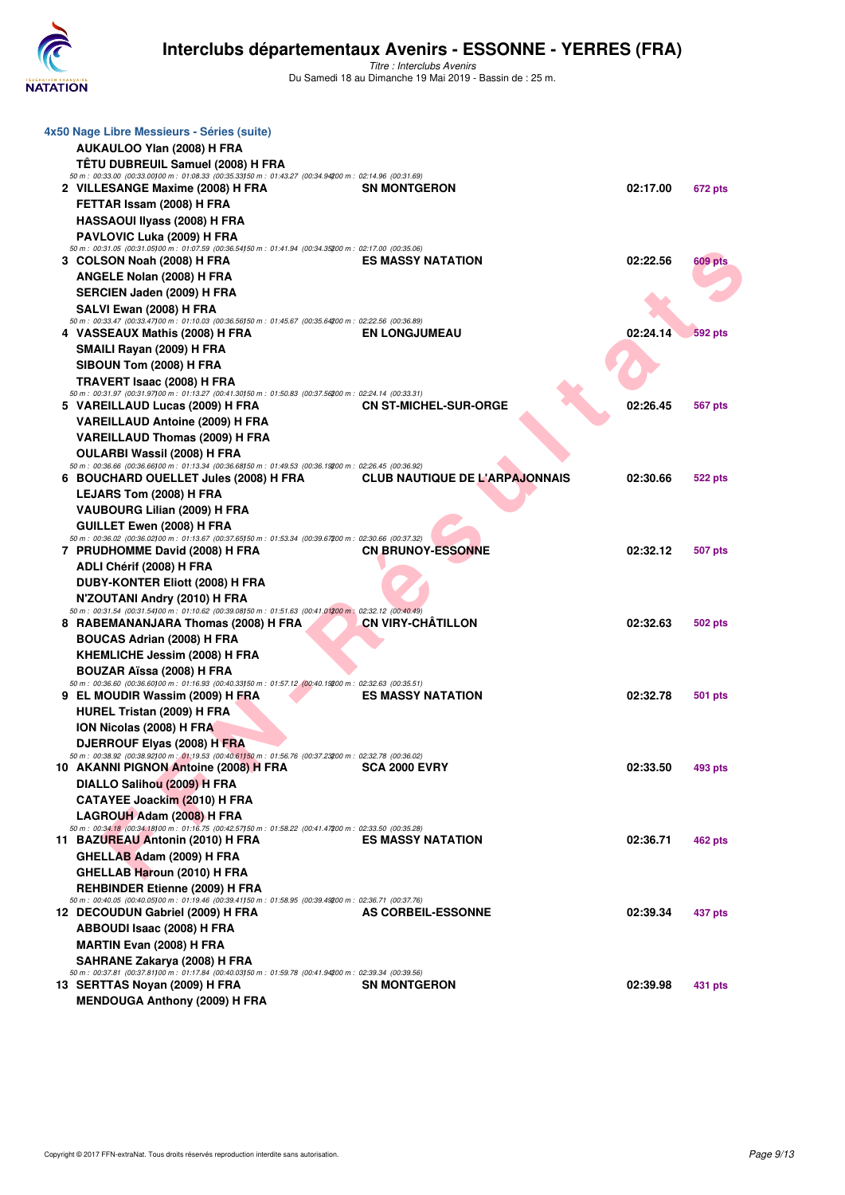## 4x50 Nage Libre Messieurs - Séries (suite)

AUKAULOO Ylan (2008) H FRA
TÊTU DUBREUIL Samuel (2008) H FRA
50 m : 00:33.00 (00:33.00) 100 m : 01:08.33 (00:35.33) 150 m : 01:43.27 (00:34.94) 200 m : 02:14.96 (00:31.69)

| Rang | Nageurs | Club | Temps | Points |
|---|---|---|---|---|
| 2 | VILLESANGE Maxime (2008) H FRA<br>FETTAR Issam (2008) H FRA<br>HASSAOUI Ilyass (2008) H FRA<br>PAVLOVIC Luka (2009) H FRA<br>50 m : 00:31.05 (00:31.05) 100 m : 01:07.59 (00:36.54) 150 m : 01:41.94 (00:34.35) 200 m : 02:17.00 (00:35.06) | SN MONTGERON | 02:17.00 | 672 pts |
| 3 | COLSON Noah (2008) H FRA<br>ANGELE Nolan (2008) H FRA<br>SERCIEN Jaden (2009) H FRA<br>SALVI Ewan (2008) H FRA<br>50 m : 00:33.47 (00:33.47) 100 m : 01:10.03 (00:36.56) 150 m : 01:45.67 (00:35.64) 200 m : 02:22.56 (00:36.89) | ES MASSY NATATION | 02:22.56 | 609 pts |
| 4 | VASSEAUX Mathis (2008) H FRA<br>SMAILI Rayan (2009) H FRA<br>SIBOUN Tom (2008) H FRA<br>TRAVERT Isaac (2008) H FRA<br>50 m : 00:31.97 (00:31.97) 100 m : 01:13.27 (00:41.30) 150 m : 01:50.83 (00:37.56) 200 m : 02:24.14 (00:33.31) | EN LONGJUMEAU | 02:24.14 | 592 pts |
| 5 | VAREILLAUD Lucas (2009) H FRA<br>VAREILLAUD Antoine (2009) H FRA<br>VAREILLAUD Thomas (2009) H FRA<br>OULARBI Wassil (2008) H FRA<br>50 m : 00:36.66 (00:36.66) 100 m : 01:13.34 (00:36.68) 150 m : 01:49.53 (00:36.19) 200 m : 02:26.45 (00:36.92) | CN ST-MICHEL-SUR-ORGE | 02:26.45 | 567 pts |
| 6 | BOUCHARD OUELLET Jules (2008) H FRA<br>LEJARS Tom (2008) H FRA<br>VAUBOURG Lilian (2009) H FRA<br>GUILLET Ewen (2008) H FRA<br>50 m : 00:36.02 (00:36.02) 100 m : 01:13.67 (00:37.65) 150 m : 01:53.34 (00:39.67) 200 m : 02:30.66 (00:37.32) | CLUB NAUTIQUE DE L'ARPAJONNAIS | 02:30.66 | 522 pts |
| 7 | PRUDHOMME David (2008) H FRA<br>ADLI Chérif (2008) H FRA<br>DUBY-KONTER Eliott (2008) H FRA<br>N'ZOUTANI Andry (2010) H FRA<br>50 m : 00:31.54 (00:31.54) 100 m : 01:10.62 (00:39.08) 150 m : 01:51.63 (00:41.01) 200 m : 02:32.12 (00:40.49) | CN BRUNOY-ESSONNE | 02:32.12 | 507 pts |
| 8 | RABEMANANJARA Thomas (2008) H FRA<br>BOUCAS Adrian (2008) H FRA<br>KHEMLICHE Jessim (2008) H FRA<br>BOUZAR Aïssa (2008) H FRA<br>50 m : 00:36.60 (00:36.60) 100 m : 01:16.93 (00:40.33) 150 m : 01:57.12 (00:40.19) 200 m : 02:32.63 (00:35.51) | CN VIRY-CHÂTILLON | 02:32.63 | 502 pts |
| 9 | EL MOUDIR Wassim (2009) H FRA<br>HUREL Tristan (2009) H FRA<br>ION Nicolas (2008) H FRA<br>DJERROUF Elyas (2008) H FRA<br>50 m : 00:38.92 (00:38.92) 100 m : 01:19.53 (00:40.61) 150 m : 01:56.76 (00:37.23) 200 m : 02:32.78 (00:36.02) | ES MASSY NATATION | 02:32.78 | 501 pts |
| 10 | AKANNI PIGNON Antoine (2008) H FRA<br>DIALLO Salihou (2009) H FRA<br>CATAYEE Joackim (2010) H FRA<br>LAGROUH Adam (2008) H FRA<br>50 m : 00:34.18 (00:34.18) 100 m : 01:16.75 (00:42.57) 150 m : 01:58.22 (00:41.47) 200 m : 02:33.50 (00:35.28) | SCA 2000 EVRY | 02:33.50 | 493 pts |
| 11 | BAZUREAU Antonin (2010) H FRA<br>GHELLAB Adam (2009) H FRA<br>GHELLAB Haroun (2010) H FRA<br>REHBINDER Etienne (2009) H FRA<br>50 m : 00:40.05 (00:40.05) 100 m : 01:19.46 (00:39.41) 150 m : 01:58.95 (00:39.49) 200 m : 02:36.71 (00:37.76) | ES MASSY NATATION | 02:36.71 | 462 pts |
| 12 | DECOUDUN Gabriel (2009) H FRA<br>ABBOUDI Isaac (2008) H FRA<br>MARTIN Evan (2008) H FRA<br>SAHRANE Zakarya (2008) H FRA<br>50 m : 00:37.81 (00:37.81) 100 m : 01:17.84 (00:40.03) 150 m : 01:59.78 (00:41.94) 200 m : 02:39.34 (00:39.56) | AS CORBEIL-ESSONNE | 02:39.34 | 437 pts |
| 13 | SERTTAS Noyan (2009) H FRA<br>MENDOUGA Anthony (2009) H FRA | SN MONTGERON | 02:39.98 | 431 pts |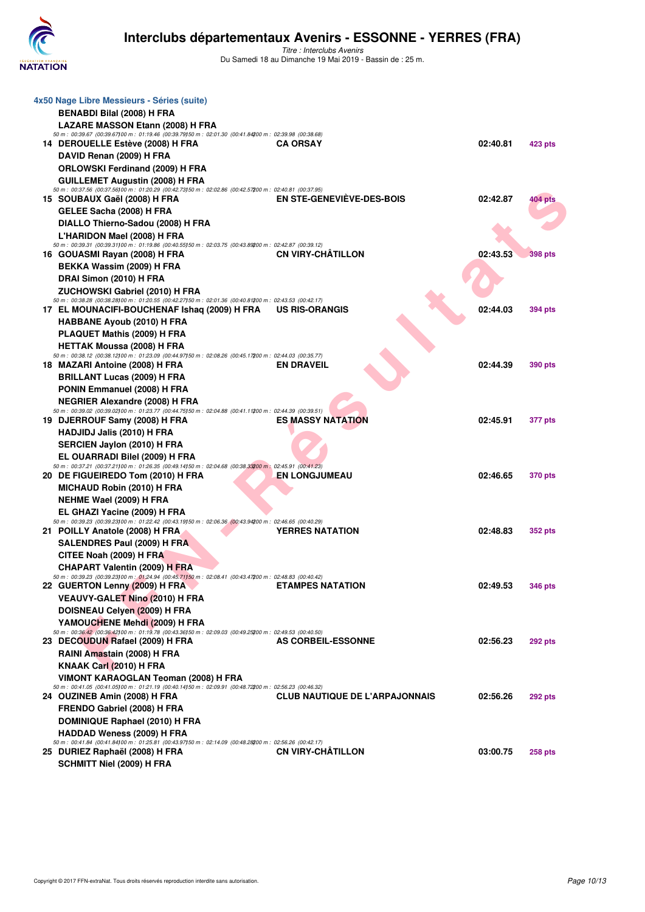## 4x50 Nage Libre Messieurs - Séries (suite)

| Rang | Nageurs | Club | Temps | Points |
|---|---|---|---|---|
| | BENABDI Bilal (2008) H FRA | | | |
| | LAZARE MASSON Etann (2008) H FRA | | | |
| | 50 m : 00:39.67 (00:39.67) 100 m : 01:19.46 (00:39.79) 150 m : 02:01.30 (00:41.84) 200 m : 02:39.98 (00:38.68) | | | |
| 14 | DEROUELLE Estève (2008) H FRA | CA ORSAY | 02:40.81 | 423 pts |
| | DAVID Renan (2009) H FRA | | | |
| | ORLOWSKI Ferdinand (2009) H FRA | | | |
| | GUILLEMET Augustin (2008) H FRA | | | |
| | 50 m : 00:37.56 (00:37.56) 100 m : 01:20.29 (00:42.73) 150 m : 02:02.86 (00:42.57) 200 m : 02:40.81 (00:37.95) | | | |
| 15 | SOUBAUX Gaël (2008) H FRA | EN STE-GENEVIÈVE-DES-BOIS | 02:42.87 | 404 pts |
| | GELEE Sacha (2008) H FRA | | | |
| | DIALLO Thierno-Sadou (2008) H FRA | | | |
| | L'HARIDON Mael (2008) H FRA | | | |
| | 50 m : 00:39.31 (00:39.31) 100 m : 01:19.86 (00:40.55) 150 m : 02:03.75 (00:43.89) 200 m : 02:42.87 (00:39.12) | | | |
| 16 | GOUASMI Rayan (2008) H FRA | CN VIRY-CHÂTILLON | 02:43.53 | 398 pts |
| | BEKKA Wassim (2009) H FRA | | | |
| | DRAI Simon (2010) H FRA | | | |
| | ZUCHOWSKI Gabriel (2010) H FRA | | | |
| | 50 m : 00:38.28 (00:38.28) 100 m : 01:20.55 (00:42.27) 150 m : 02:01.36 (00:40.81) 200 m : 02:43.53 (00:42.17) | | | |
| 17 | EL MOUNACIFI-BOUCHENAF Ishaq (2009) H FRA | US RIS-ORANGIS | 02:44.03 | 394 pts |
| | HABBANE Ayoub (2010) H FRA | | | |
| | PLAQUET Mathis (2009) H FRA | | | |
| | HETTAK Moussa (2008) H FRA | | | |
| | 50 m : 00:38.12 (00:38.12) 100 m : 01:23.09 (00:44.97) 150 m : 02:08.26 (00:45.17) 200 m : 02:44.03 (00:35.77) | | | |
| 18 | MAZARI Antoine (2008) H FRA | EN DRAVEIL | 02:44.39 | 390 pts |
| | BRILLANT Lucas (2009) H FRA | | | |
| | PONIN Emmanuel (2008) H FRA | | | |
| | NEGRIER Alexandre (2008) H FRA | | | |
| | 50 m : 00:39.02 (00:39.02) 100 m : 01:23.77 (00:44.75) 150 m : 02:04.88 (00:41.11) 200 m : 02:44.39 (00:39.51) | | | |
| 19 | DJERROUF Samy (2008) H FRA | ES MASSY NATATION | 02:45.91 | 377 pts |
| | HADJIDJ Jalis (2010) H FRA | | | |
| | SERCIEN Jaylon (2010) H FRA | | | |
| | EL OUARRADI Bilel (2009) H FRA | | | |
| | 50 m : 00:37.21 (00:37.21) 100 m : 01:26.35 (00:49.14) 150 m : 02:04.68 (00:38.33) 200 m : 02:45.91 (00:41.23) | | | |
| 20 | DE FIGUEIREDO Tom (2010) H FRA | EN LONGJUMEAU | 02:46.65 | 370 pts |
| | MICHAUD Robin (2010) H FRA | | | |
| | NEHME Wael (2009) H FRA | | | |
| | EL GHAZI Yacine (2009) H FRA | | | |
| | 50 m : 00:39.23 (00:39.23) 100 m : 01:22.42 (00:43.19) 150 m : 02:06.36 (00:43.94) 200 m : 02:46.65 (00:40.29) | | | |
| 21 | POILLY Anatole (2008) H FRA | YERRES NATATION | 02:48.83 | 352 pts |
| | SALENDRES Paul (2009) H FRA | | | |
| | CITEE Noah (2009) H FRA | | | |
| | CHAPART Valentin (2009) H FRA | | | |
| | 50 m : 00:39.23 (00:39.23) 100 m : 01:24.94 (00:45.71) 150 m : 02:08.41 (00:43.47) 200 m : 02:48.83 (00:40.42) | | | |
| 22 | GUERTON Lenny (2009) H FRA | ETAMPES NATATION | 02:49.53 | 346 pts |
| | VEAUVY-GALET Nino (2010) H FRA | | | |
| | DOISNEAU Celyen (2009) H FRA | | | |
| | YAMOUCHENE Mehdi (2009) H FRA | | | |
| | 50 m : 00:36.42 (00:36.42) 100 m : 01:19.78 (00:43.36) 150 m : 02:09.03 (00:49.25) 200 m : 02:49.53 (00:40.50) | | | |
| 23 | DECOUDUN Rafael (2009) H FRA | AS CORBEIL-ESSONNE | 02:56.23 | 292 pts |
| | RAINI Amastain (2008) H FRA | | | |
| | KNAAK Carl (2010) H FRA | | | |
| | VIMONT KARAOGLAN Teoman (2008) H FRA | | | |
| | 50 m : 00:41.05 (00:41.05) 100 m : 01:21.19 (00:40.14) 150 m : 02:09.91 (00:48.72) 200 m : 02:56.23 (00:46.32) | | | |
| 24 | OUZINEB Amin (2008) H FRA | CLUB NAUTIQUE DE L'ARPAJONNAIS | 02:56.26 | 292 pts |
| | FRENDO Gabriel (2008) H FRA | | | |
| | DOMINIQUE Raphael (2010) H FRA | | | |
| | HADDAD Weness (2009) H FRA | | | |
| | 50 m : 00:41.84 (00:41.84) 100 m : 01:25.81 (00:43.97) 150 m : 02:14.09 (00:48.28) 200 m : 02:56.26 (00:42.17) | | | |
| 25 | DURIEZ Raphaël (2008) H FRA | CN VIRY-CHÂTILLON | 03:00.75 | 258 pts |
| | SCHMITT Niel (2009) H FRA | | | |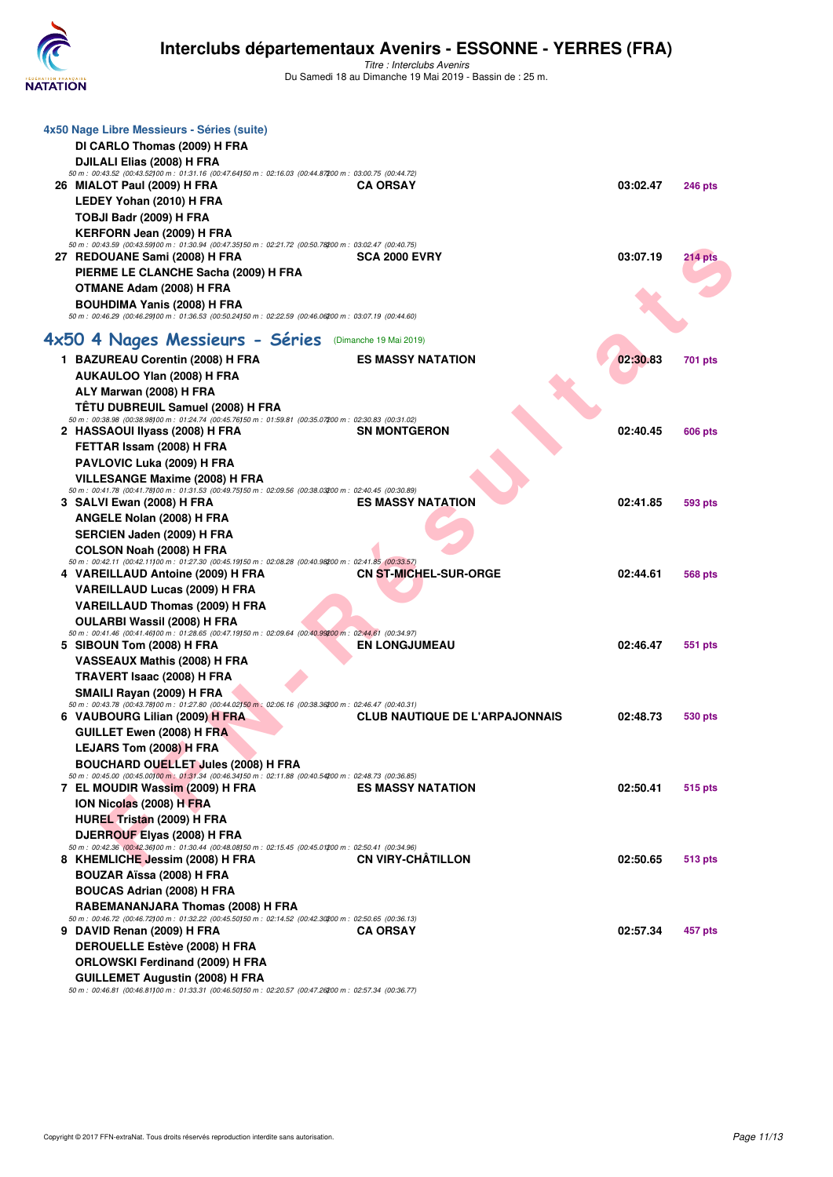# Interclubs départementaux Avenirs - ESSONNE - YERRES (FRA)

*Titre : Interclubs Avenirs*
Du Samedi 18 au Dimanche 19 Mai 2019 - Bassin de : 25 m.

### 4x50 Nage Libre Messieurs - Séries (suite)

| | Nageurs | Club | Temps | Points |
|---|---|---|---|---|
| | DI CARLO Thomas (2009) H FRA | | | |
| | DJILALI Elias (2008) H FRA | | | |
| | *50 m : 00:43.52 (00:43.52) 100 m : 01:31.16 (00:47.64) 150 m : 02:16.03 (00:44.87) 200 m : 03:00.75 (00:44.72)* | | | |
| 26 | MIALOT Paul (2009) H FRA | CA ORSAY | 03:02.47 | 246 pts |
| | LEDEY Yohan (2010) H FRA | | | |
| | TOBJI Badr (2009) H FRA | | | |
| | KERFORN Jean (2009) H FRA | | | |
| | *50 m : 00:43.59 (00:43.59) 100 m : 01:30.94 (00:47.35) 150 m : 02:21.72 (00:50.78) 200 m : 03:02.47 (00:40.75)* | | | |
| 27 | REDOUANE Sami (2008) H FRA | SCA 2000 EVRY | 03:07.19 | 214 pts |
| | PIERME LE CLANCHE Sacha (2009) H FRA | | | |
| | OTMANE Adam (2008) H FRA | | | |
| | BOUHDIMA Yanis (2008) H FRA | | | |
| | *50 m : 00:46.29 (00:46.29) 100 m : 01:36.53 (00:50.24) 150 m : 02:22.59 (00:46.06) 200 m : 03:07.19 (00:44.60)* | | | |

## 4x50 4 Nages Messieurs - Séries (Dimanche 19 Mai 2019)

| | Nageurs | Club | Temps | Points |
|---|---|---|---|---|
| 1 | BAZUREAU Corentin (2008) H FRA | ES MASSY NATATION | 02:30.83 | 701 pts |
| | AUKAULOO Ylan (2008) H FRA | | | |
| | ALY Marwan (2008) H FRA | | | |
| | TÊTU DUBREUIL Samuel (2008) H FRA | | | |
| | *50 m : 00:38.98 (00:38.98) 100 m : 01:24.74 (00:45.76) 150 m : 01:59.81 (00:35.07) 200 m : 02:30.83 (00:31.02)* | | | |
| 2 | HASSAOUI Ilyass (2008) H FRA | SN MONTGERON | 02:40.45 | 606 pts |
| | FETTAR Issam (2008) H FRA | | | |
| | PAVLOVIC Luka (2009) H FRA | | | |
| | VILLESANGE Maxime (2008) H FRA | | | |
| | *50 m : 00:41.78 (00:41.78) 100 m : 01:31.53 (00:49.75) 150 m : 02:09.56 (00:38.03) 200 m : 02:40.45 (00:30.89)* | | | |
| 3 | SALVI Ewan (2008) H FRA | ES MASSY NATATION | 02:41.85 | 593 pts |
| | ANGELE Nolan (2008) H FRA | | | |
| | SERCIEN Jaden (2009) H FRA | | | |
| | COLSON Noah (2008) H FRA | | | |
| | *50 m : 00:42.11 (00:42.11) 100 m : 01:27.30 (00:45.19) 150 m : 02:08.28 (00:40.98) 200 m : 02:41.85 (00:33.57)* | | | |
| 4 | VAREILLAUD Antoine (2009) H FRA | CN ST-MICHEL-SUR-ORGE | 02:44.61 | 568 pts |
| | VAREILLAUD Lucas (2009) H FRA | | | |
| | VAREILLAUD Thomas (2009) H FRA | | | |
| | OULARBI Wassil (2008) H FRA | | | |
| | *50 m : 00:41.46 (00:41.46) 100 m : 01:28.65 (00:47.19) 150 m : 02:09.64 (00:40.99) 200 m : 02:44.61 (00:34.97)* | | | |
| 5 | SIBOUN Tom (2008) H FRA | EN LONGJUMEAU | 02:46.47 | 551 pts |
| | VASSEAUX Mathis (2008) H FRA | | | |
| | TRAVERT Isaac (2008) H FRA | | | |
| | SMAILI Rayan (2009) H FRA | | | |
| | *50 m : 00:43.78 (00:43.78) 100 m : 01:27.80 (00:44.02) 150 m : 02:06.16 (00:38.36) 200 m : 02:46.47 (00:40.31)* | | | |
| 6 | VAUBOURG Lilian (2009) H FRA | CLUB NAUTIQUE DE L'ARPAJONNAIS | 02:48.73 | 530 pts |
| | GUILLET Ewen (2008) H FRA | | | |
| | LEJARS Tom (2008) H FRA | | | |
| | BOUCHARD OUELLET Jules (2008) H FRA | | | |
| | *50 m : 00:45.00 (00:45.00) 100 m : 01:31.34 (00:46.34) 150 m : 02:11.88 (00:40.54) 200 m : 02:48.73 (00:36.85)* | | | |
| 7 | EL MOUDIR Wassim (2009) H FRA | ES MASSY NATATION | 02:50.41 | 515 pts |
| | ION Nicolas (2008) H FRA | | | |
| | HUREL Tristan (2009) H FRA | | | |
| | DJERROUF Elyas (2008) H FRA | | | |
| | *50 m : 00:42.36 (00:42.36) 100 m : 01:30.44 (00:48.08) 150 m : 02:15.45 (00:45.01) 200 m : 02:50.41 (00:34.96)* | | | |
| 8 | KHEMLICHE Jessim (2008) H FRA | CN VIRY-CHÂTILLON | 02:50.65 | 513 pts |
| | BOUZAR Aïssa (2008) H FRA | | | |
| | BOUCAS Adrian (2008) H FRA | | | |
| | RABEMANANJARA Thomas (2008) H FRA | | | |
| | *50 m : 00:46.72 (00:46.72) 100 m : 01:32.22 (00:45.50) 150 m : 02:14.52 (00:42.30) 200 m : 02:50.65 (00:36.13)* | | | |
| 9 | DAVID Renan (2009) H FRA | CA ORSAY | 02:57.34 | 457 pts |
| | DEROUELLE Estève (2008) H FRA | | | |
| | ORLOWSKI Ferdinand (2009) H FRA | | | |
| | GUILLEMET Augustin (2008) H FRA | | | |
| | *50 m : 00:46.81 (00:46.81) 100 m : 01:33.31 (00:46.50) 150 m : 02:20.57 (00:47.26) 200 m : 02:57.34 (00:36.77)* | | | |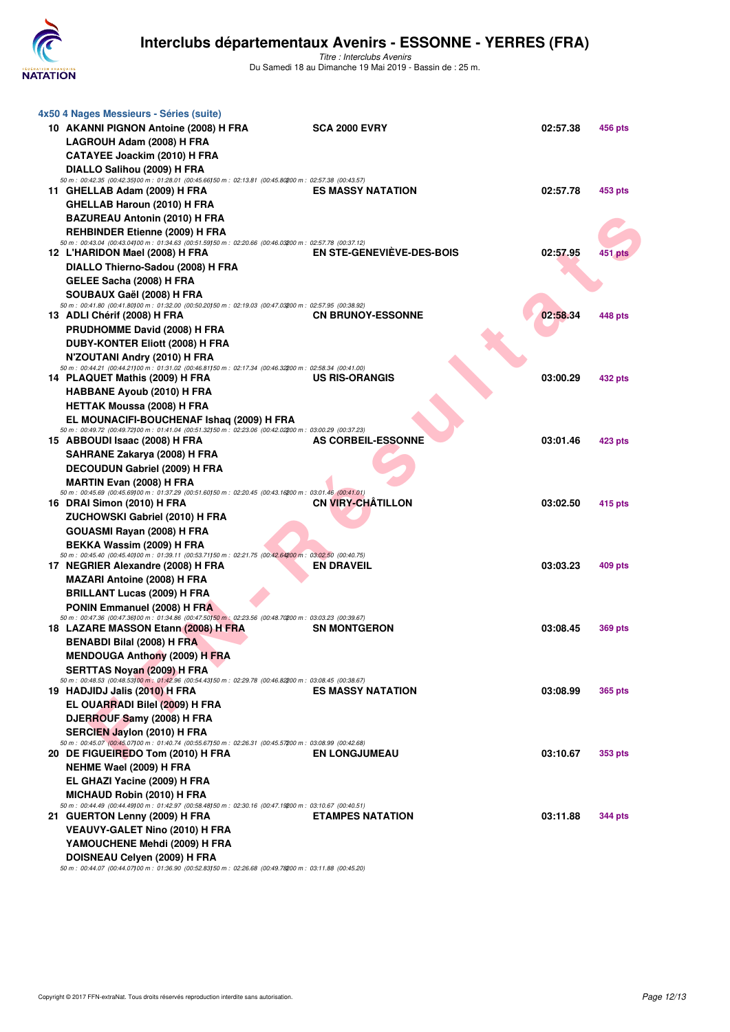# Interclubs départementaux Avenirs - ESSONNE - YERRES (FRA)

*Titre : Interclubs Avenirs*

Du Samedi 18 au Dimanche 19 Mai 2019 - Bassin de : 25 m.

### 4x50 4 Nages Messieurs - Séries (suite)

| Rang | Nageurs | Club | Temps | Points |
|---|---|---|---|---|
| 10 | AKANNI PIGNON Antoine (2008) H FRA<br>LAGROUH Adam (2008) H FRA<br>CATAYEE Joackim (2010) H FRA<br>DIALLO Salihou (2009) H FRA | SCA 2000 EVRY | 02:57.38 | 456 pts |
| | *50 m : 00:42.35 (00:42.35) 100 m : 01:28.01 (00:45.66) 150 m : 02:13.81 (00:45.80) 200 m : 02:57.38 (00:43.57)* | | | |
| 11 | GHELLAB Adam (2009) H FRA<br>GHELLAB Haroun (2010) H FRA<br>BAZUREAU Antonin (2010) H FRA<br>REHBINDER Etienne (2009) H FRA | ES MASSY NATATION | 02:57.78 | 453 pts |
| | *50 m : 00:43.04 (00:43.04) 100 m : 01:34.63 (00:51.59) 150 m : 02:20.66 (00:46.03) 200 m : 02:57.78 (00:37.12)* | | | |
| 12 | L'HARIDON Mael (2008) H FRA<br>DIALLO Thierno-Sadou (2008) H FRA<br>GELEE Sacha (2008) H FRA<br>SOUBAUX Gaël (2008) H FRA | EN STE-GENEVIÈVE-DES-BOIS | 02:57.95 | 451 pts |
| | *50 m : 00:41.80 (00:41.80) 100 m : 01:32.00 (00:50.20) 150 m : 02:19.03 (00:47.03) 200 m : 02:57.95 (00:38.92)* | | | |
| 13 | ADLI Chérif (2008) H FRA<br>PRUDHOMME David (2008) H FRA<br>DUBY-KONTER Eliott (2008) H FRA<br>N'ZOUTANI Andry (2010) H FRA | CN BRUNOY-ESSONNE | 02:58.34 | 448 pts |
| | *50 m : 00:44.21 (00:44.21) 100 m : 01:31.02 (00:46.81) 150 m : 02:17.34 (00:46.32) 200 m : 02:58.34 (00:41.00)* | | | |
| 14 | PLAQUET Mathis (2009) H FRA<br>HABBANE Ayoub (2010) H FRA<br>HETTAK Moussa (2008) H FRA<br>EL MOUNACIFI-BOUCHENAF Ishaq (2009) H FRA | US RIS-ORANGIS | 03:00.29 | 432 pts |
| | *50 m : 00:49.72 (00:49.72) 100 m : 01:41.04 (00:51.32) 150 m : 02:23.06 (00:42.02) 200 m : 03:00.29 (00:37.23)* | | | |
| 15 | ABBOUDI Isaac (2008) H FRA<br>SAHRANE Zakarya (2008) H FRA<br>DECOUDUN Gabriel (2009) H FRA<br>MARTIN Evan (2008) H FRA | AS CORBEIL-ESSONNE | 03:01.46 | 423 pts |
| | *50 m : 00:45.69 (00:45.69) 100 m : 01:37.29 (00:51.60) 150 m : 02:20.45 (00:43.16) 200 m : 03:01.46 (00:41.01)* | | | |
| 16 | DRAI Simon (2010) H FRA<br>ZUCHOWSKI Gabriel (2010) H FRA<br>GOUASMI Rayan (2008) H FRA<br>BEKKA Wassim (2009) H FRA | CN VIRY-CHÂTILLON | 03:02.50 | 415 pts |
| | *50 m : 00:45.40 (00:45.40) 100 m : 01:39.11 (00:53.71) 150 m : 02:21.75 (00:42.64) 200 m : 03:02.50 (00:40.75)* | | | |
| 17 | NEGRIER Alexandre (2008) H FRA<br>MAZARI Antoine (2008) H FRA<br>BRILLANT Lucas (2009) H FRA<br>PONIN Emmanuel (2008) H FRA | EN DRAVEIL | 03:03.23 | 409 pts |
| | *50 m : 00:47.36 (00:47.36) 100 m : 01:34.86 (00:47.50) 150 m : 02:23.56 (00:48.70) 200 m : 03:03.23 (00:39.67)* | | | |
| 18 | LAZARE MASSON Etann (2008) H FRA<br>BENABDI Bilal (2008) H FRA<br>MENDOUGA Anthony (2009) H FRA<br>SERTTAS Noyan (2009) H FRA | SN MONTGERON | 03:08.45 | 369 pts |
| | *50 m : 00:48.53 (00:48.53) 100 m : 01:42.96 (00:54.43) 150 m : 02:29.78 (00:46.82) 200 m : 03:08.45 (00:38.67)* | | | |
| 19 | HADJIDJ Jalis (2010) H FRA<br>EL OUARRADI Bilel (2009) H FRA<br>DJERROUF Samy (2008) H FRA<br>SERCIEN Jaylon (2010) H FRA | ES MASSY NATATION | 03:08.99 | 365 pts |
| | *50 m : 00:45.07 (00:45.07) 100 m : 01:40.74 (00:55.67) 150 m : 02:26.31 (00:45.57) 200 m : 03:08.99 (00:42.68)* | | | |
| 20 | DE FIGUEIREDO Tom (2010) H FRA<br>NEHME Wael (2009) H FRA<br>EL GHAZI Yacine (2009) H FRA<br>MICHAUD Robin (2010) H FRA | EN LONGJUMEAU | 03:10.67 | 353 pts |
| | *50 m : 00:44.49 (00:44.49) 100 m : 01:42.97 (00:58.48) 150 m : 02:30.16 (00:47.19) 200 m : 03:10.67 (00:40.51)* | | | |
| 21 | GUERTON Lenny (2009) H FRA<br>VEAUVY-GALET Nino (2010) H FRA<br>YAMOUCHENE Mehdi (2009) H FRA<br>DOISNEAU Celyen (2009) H FRA | ETAMPES NATATION | 03:11.88 | 344 pts |
| | *50 m : 00:44.07 (00:44.07) 100 m : 01:36.90 (00:52.83) 150 m : 02:26.68 (00:49.78) 200 m : 03:11.88 (00:45.20)* | | | |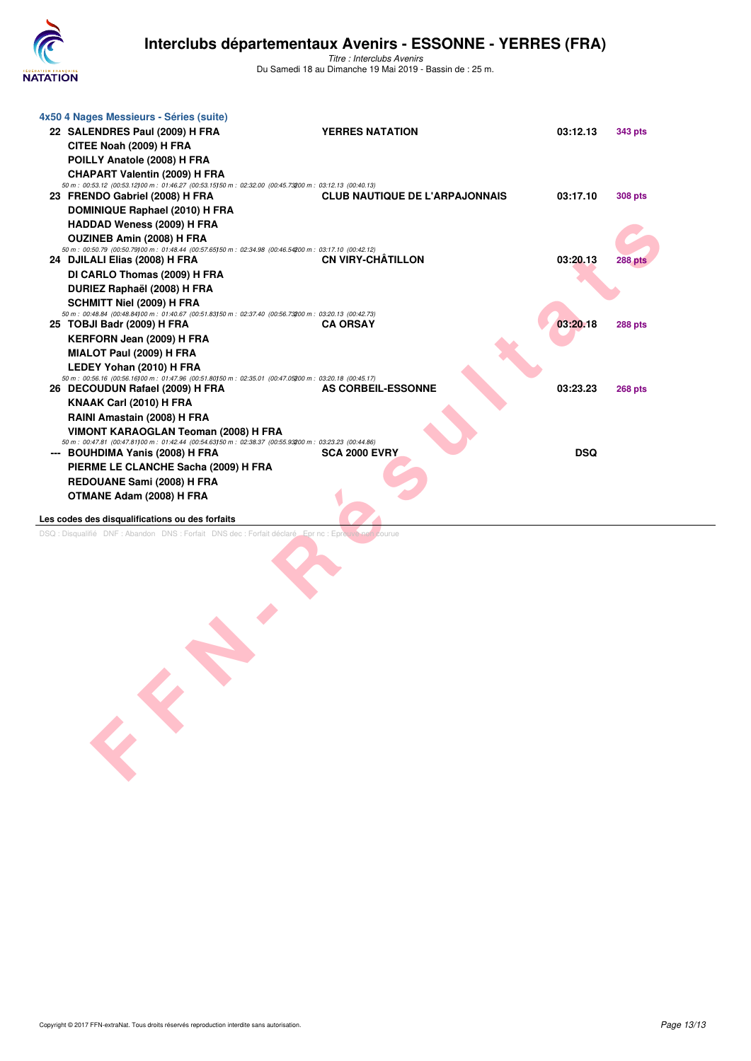# Interclubs départementaux Avenirs - ESSONNE - YERRES (FRA)

*Titre : Interclubs Avenirs*
Du Samedi 18 au Dimanche 19 Mai 2019 - Bassin de : 25 m.

### 4x50 4 Nages Messieurs - Séries (suite)

| | | | | |
|---|---|---|---|---|
| 22 | SALENDRES Paul (2009) H FRA<br>CITEE Noah (2009) H FRA<br>POILLY Anatole (2008) H FRA<br>CHAPART Valentin (2009) H FRA | YERRES NATATION | 03:12.13 | 343 pts |
| | *50 m : 00:53.12 (00:53.12) 100 m : 01:46.27 (00:53.15) 150 m : 02:32.00 (00:45.73) 200 m : 03:12.13 (00:40.13)* | | | |
| 23 | FRENDO Gabriel (2008) H FRA<br>DOMINIQUE Raphael (2010) H FRA<br>HADDAD Weness (2009) H FRA<br>OUZINEB Amin (2008) H FRA | CLUB NAUTIQUE DE L'ARPAJONNAIS | 03:17.10 | 308 pts |
| | *50 m : 00:50.79 (00:50.79) 100 m : 01:48.44 (00:57.65) 150 m : 02:34.98 (00:46.54) 200 m : 03:17.10 (00:42.12)* | | | |
| 24 | DJILALI Elias (2008) H FRA<br>DI CARLO Thomas (2009) H FRA<br>DURIEZ Raphaël (2008) H FRA<br>SCHMITT Niel (2009) H FRA | CN VIRY-CHÂTILLON | 03:20.13 | 288 pts |
| | *50 m : 00:48.84 (00:48.84) 100 m : 01:40.67 (00:51.83) 150 m : 02:37.40 (00:56.73) 200 m : 03:20.13 (00:42.73)* | | | |
| 25 | TOBJI Badr (2009) H FRA<br>KERFORN Jean (2009) H FRA<br>MIALOT Paul (2009) H FRA<br>LEDEY Yohan (2010) H FRA | CA ORSAY | 03:20.18 | 288 pts |
| | *50 m : 00:56.16 (00:56.16) 100 m : 01:47.96 (00:51.80) 150 m : 02:35.01 (00:47.05) 200 m : 03:20.18 (00:45.17)* | | | |
| 26 | DECOUDUN Rafael (2009) H FRA<br>KNAAK Carl (2010) H FRA<br>RAINI Amastain (2008) H FRA<br>VIMONT KARAOGLAN Teoman (2008) H FRA | AS CORBEIL-ESSONNE | 03:23.23 | 268 pts |
| | *50 m : 00:47.81 (00:47.81) 100 m : 01:42.44 (00:54.63) 150 m : 02:38.37 (00:55.93) 200 m : 03:23.23 (00:44.86)* | | | |
| --- | BOUHDIMA Yanis (2008) H FRA<br>PIERME LE CLANCHE Sacha (2009) H FRA<br>REDOUANE Sami (2008) H FRA<br>OTMANE Adam (2008) H FRA | SCA 2000 EVRY | DSQ | |

**Les codes des disqualifications ou des forfaits**

DSQ : Disqualifié DNF : Abandon DNS : Forfait DNS dec : Forfait déclaré Epr nc : Epreuve non courue